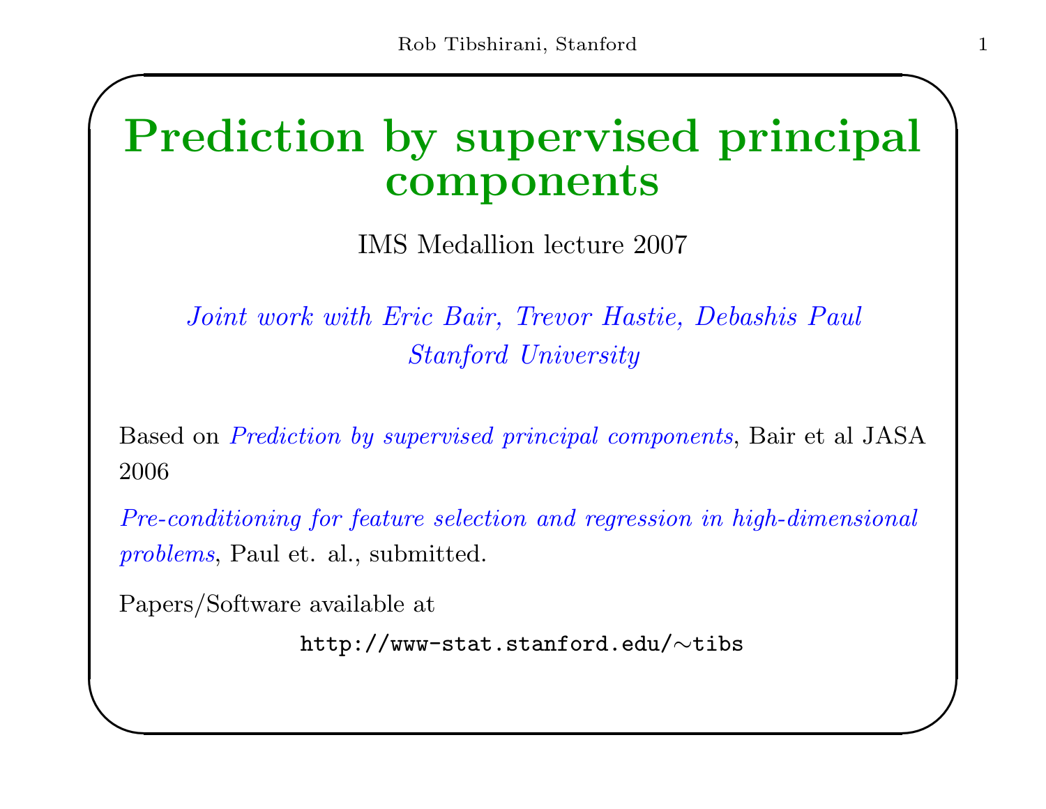# Prediction by supervised principal components

IMS Medallion lecture 2007

*Joint work with Eric Bair, Trevor Hastie, Debashis Paul*
*Stanford University*

Based on *Prediction by supervised principal components*, Bair et al JASA 2006

*Pre-conditioning for feature selection and regression in high-dimensional problems*, Paul et. al., submitted.

Papers/Software available at

`http://www-stat.stanford.edu/~tibs`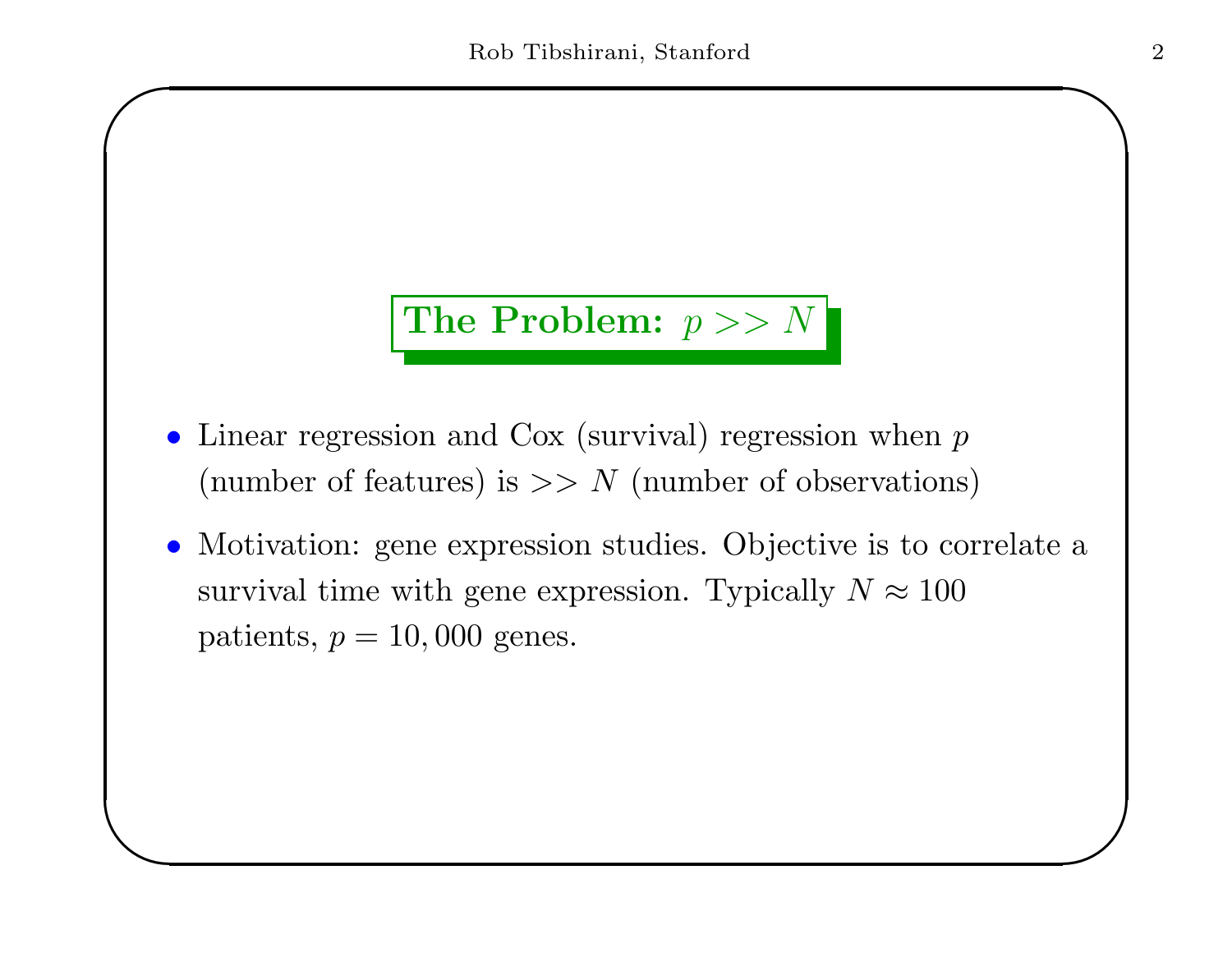## The Problem: $p >> N$

- Linear regression and Cox (survival) regression when $p$ (number of features) is $>> N$ (number of observations)
- Motivation: gene expression studies. Objective is to correlate a survival time with gene expression. Typically $N \approx 100$ patients, $p = 10,000$ genes.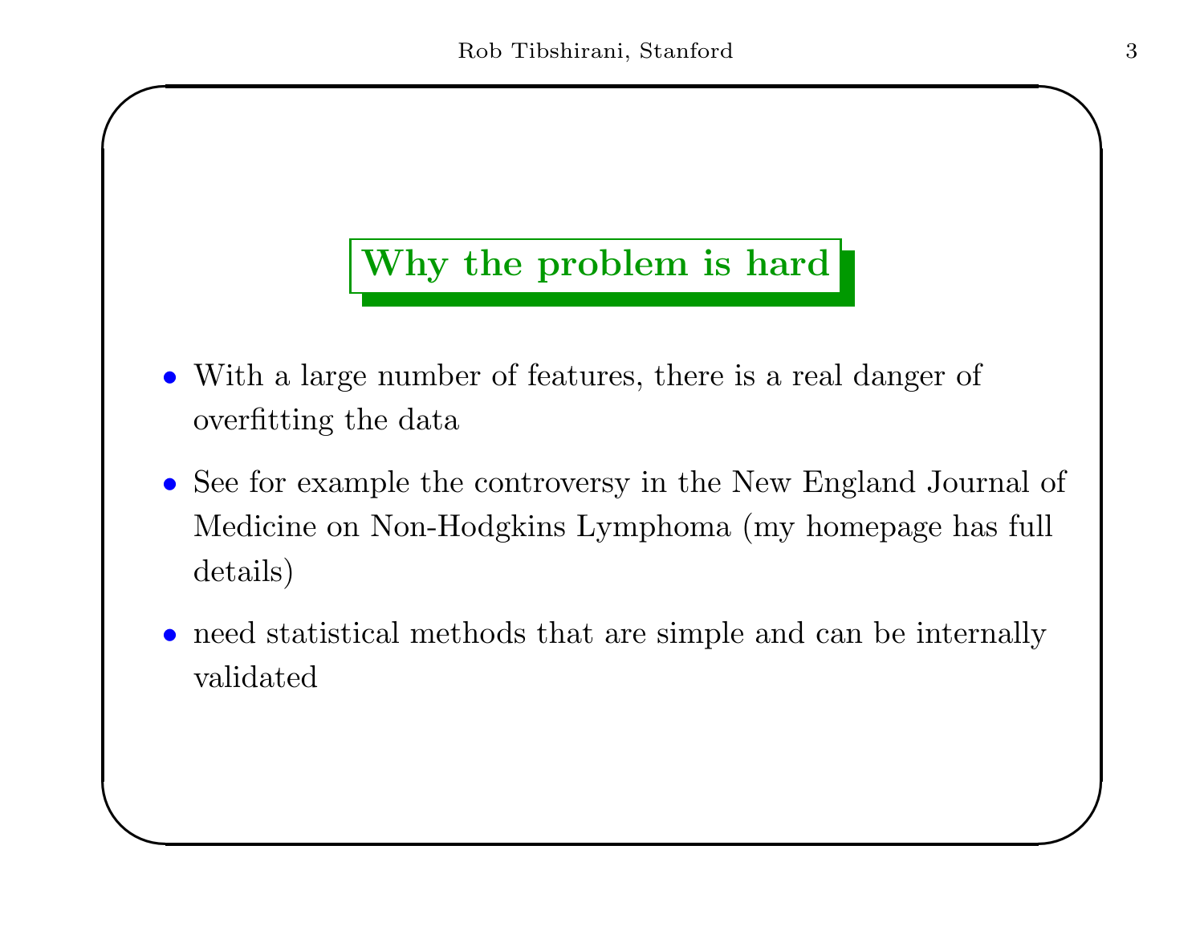## Why the problem is hard

- With a large number of features, there is a real danger of overfitting the data
- See for example the controversy in the New England Journal of Medicine on Non-Hodgkins Lymphoma (my homepage has full details)
- need statistical methods that are simple and can be internally validated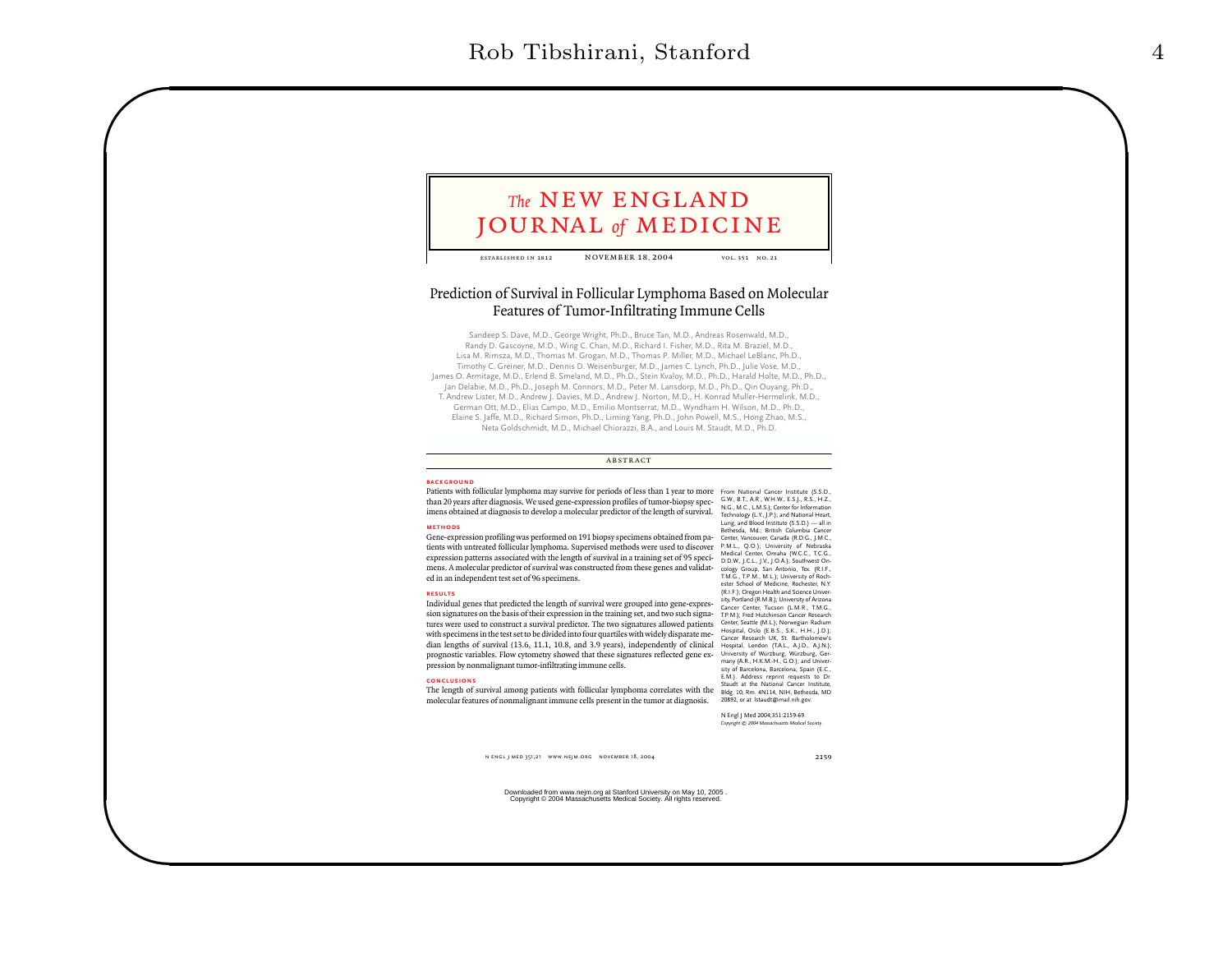# The NEW ENGLAND JOURNAL of MEDICINE

ESTABLISHED IN 1812 NOVEMBER 18, 2004 VOL. 351 NO. 21

## Prediction of Survival in Follicular Lymphoma Based on Molecular Features of Tumor-Infiltrating Immune Cells

Sandeep S. Dave, M.D., George Wright, Ph.D., Bruce Tan, M.D., Andreas Rosenwald, M.D., Randy D. Gascoyne, M.D., Wing C. Chan, M.D., Richard I. Fisher, M.D., Rita M. Braziel, M.D., Lisa M. Rimsza, M.D., Thomas M. Grogan, M.D., Thomas P. Miller, M.D., Michael LeBlanc, Ph.D., Timothy C. Greiner, M.D., Dennis D. Weisenburger, M.D., James C. Lynch, Ph.D., Julie Vose, M.D., James O. Armitage, M.D., Erlend B. Smeland, M.D., Ph.D., Stein Kvaloy, M.D., Ph.D., Harald Holte, M.D., Ph.D., Jan Delabie, M.D., Ph.D., Joseph M. Connors, M.D., Peter M. Lansdorp, M.D., Ph.D., Qin Ouyang, Ph.D., T. Andrew Lister, M.D., Andrew J. Davies, M.D., Andrew J. Norton, M.D., H. Konrad Muller-Hermelink, M.D., German Ott, M.D., Elias Campo, M.D., Emilio Montserrat, M.D., Wyndham H. Wilson, M.D., Ph.D., Elaine S. Jaffe, M.D., Richard Simon, Ph.D., Liming Yang, Ph.D., John Powell, M.S., Hong Zhao, M.S., Neta Goldschmidt, M.D., Michael Chiorazzi, B.A., and Louis M. Staudt, M.D., Ph.D.

### ABSTRACT

#### BACKGROUND

Patients with follicular lymphoma may survive for periods of less than 1 year to more than 20 years after diagnosis. We used gene-expression profiles of tumor-biopsy specimens obtained at diagnosis to develop a molecular predictor of the length of survival.

#### METHODS

Gene-expression profiling was performed on 191 biopsy specimens obtained from patients with untreated follicular lymphoma. Supervised methods were used to discover expression patterns associated with the length of survival in a training set of 95 specimens. A molecular predictor of survival was constructed from these genes and validated in an independent test set of 96 specimens.

#### RESULTS

Individual genes that predicted the length of survival were grouped into gene-expression signatures on the basis of their expression in the training set, and two such signatures were used to construct a survival predictor. The two signatures allowed patients with specimens in the test set to be divided into four quartiles with widely disparate median lengths of survival (13.6, 11.1, 10.8, and 3.9 years), independently of clinical prognostic variables. Flow cytometry showed that these signatures reflected gene expression by nonmalignant tumor-infiltrating immune cells.

#### CONCLUSIONS

The length of survival among patients with follicular lymphoma correlates with the molecular features of nonmalignant immune cells present in the tumor at diagnosis.

From National Cancer Institute (S.S.D., G.W., B.T., A.R., W.H.W., E.S.J., R.S., H.Z., N.G., M.C., L.M.S.); Center for Information Technology (L.Y., J.P.); and National Heart, Lung, and Blood Institute (S.S.D.) — all in Bethesda, Md.; British Columbia Cancer Center, Vancouver, Canada (R.D.G., J.M.C., P.M.L., Q.O.); University of Nebraska Medical Center, Omaha (W.C.C., T.C.G., D.D.W., J.C.L., J.V., J.O.A.); Southwest Oncology Group, San Antonio, Tex. (R.I.F., T.M.G., T.P.M., M.L.); University of Rochester School of Medicine, Rochester, N.Y. (R.I.F.); Oregon Health and Science University, Portland (R.M.B.); University of Arizona Cancer Center, Tucson (L.M.R., T.M.G., T.P.M.); Fred Hutchinson Cancer Research Center, Seattle (M.L.); Norwegian Radium Hospital, Oslo (E.B.S., S.K., H.H., J.D.); Cancer Research UK, St. Bartholomew's Hospital, London (T.A.L., A.J.D., A.J.N.); University of Würzburg, Würzburg, Germany (A.R., H.K.M.-H., G.O.); and University of Barcelona, Barcelona, Spain (E.C., E.M.). Address reprint requests to Dr. Staudt at the National Cancer Institute, Bldg. 10, Rm. 4N114, NIH, Bethesda, MD 20892, or at lstaudt@mail.nih.gov.

N Engl J Med 2004;351:2159-69.
*Copyright © 2004 Massachusetts Medical Society.*

Downloaded from www.nejm.org at Stanford University on May 10, 2005 .
Copyright © 2004 Massachusetts Medical Society. All rights reserved.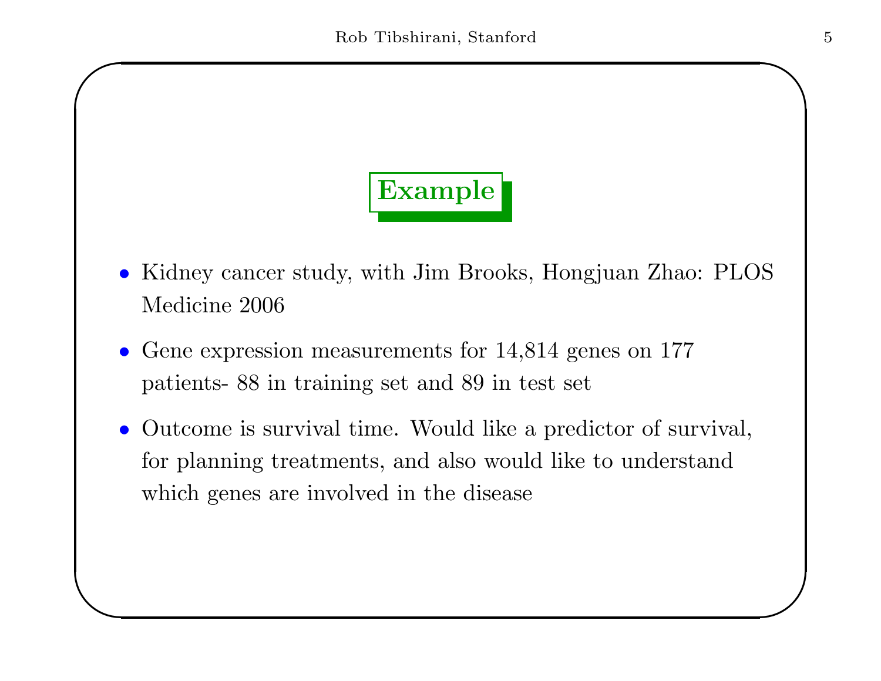## Example

- Kidney cancer study, with Jim Brooks, Hongjuan Zhao: PLOS Medicine 2006
- Gene expression measurements for 14,814 genes on 177 patients- 88 in training set and 89 in test set
- Outcome is survival time. Would like a predictor of survival, for planning treatments, and also would like to understand which genes are involved in the disease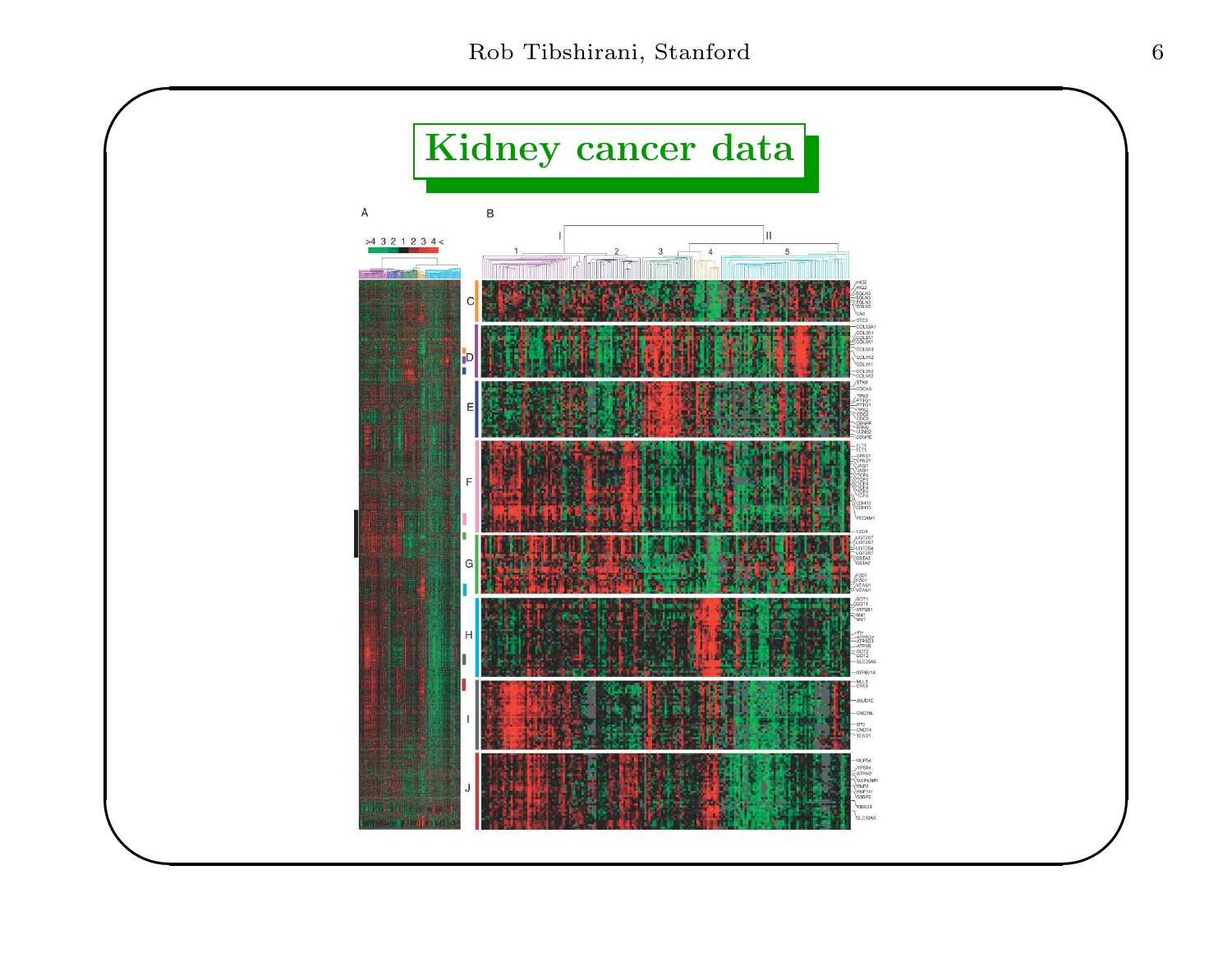# Kidney cancer data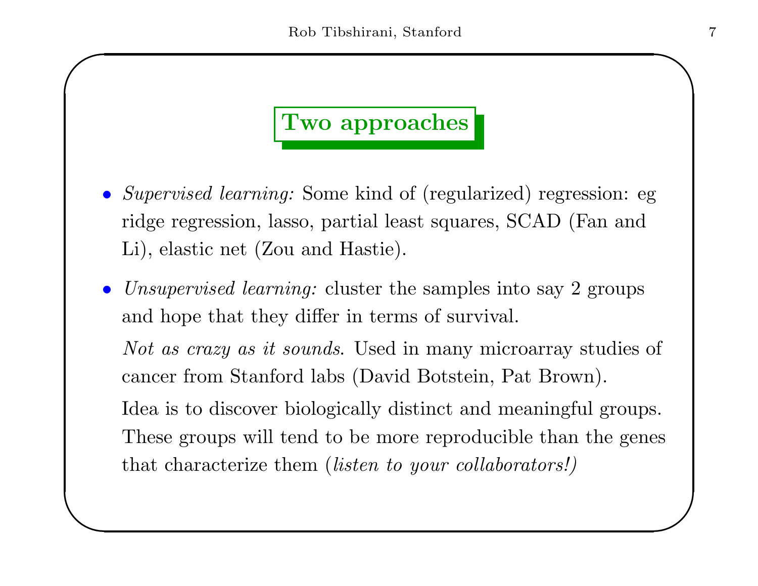## Two approaches

- *Supervised learning:* Some kind of (regularized) regression: eg ridge regression, lasso, partial least squares, SCAD (Fan and Li), elastic net (Zou and Hastie).
- *Unsupervised learning:* cluster the samples into say 2 groups and hope that they differ in terms of survival.

  *Not as crazy as it sounds.* Used in many microarray studies of cancer from Stanford labs (David Botstein, Pat Brown).

  Idea is to discover biologically distinct and meaningful groups. These groups will tend to be more reproducible than the genes that characterize them (*listen to your collaborators!)*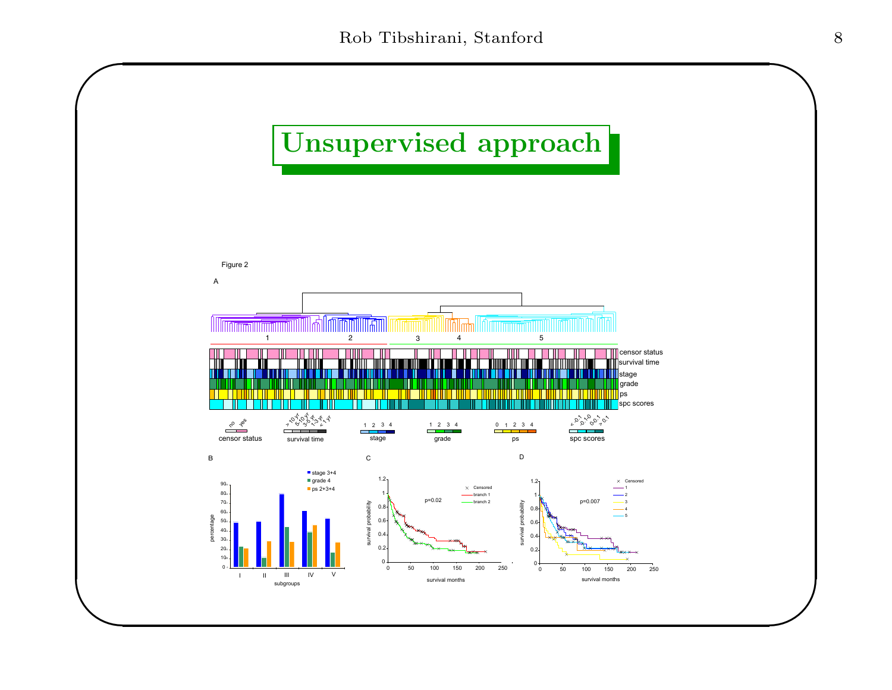# Unsupervised approach

Figure 2

A

1 2 3 4 5

censor status
survival time
stage
grade
ps
spc scores

no yes
censor status

> 10 yr 5-10 yr 3-5 yr 1-3 yr < 1 yr
survival time

1 2 3 4
stage

1 2 3 4
grade

0 1 2 3 4
ps

< -0.1 -0.1-0 0-0.1 > 0.1
spc scores

B

stage 3+4
grade 4
ps 2+3+4

percentage

subgroups

I II III IV V

C

p=0.02

Censored
branch 1
branch 2

survival probability

survival months

D

p=0.007

Censored
1
2
3
4
5

survival probability

survival months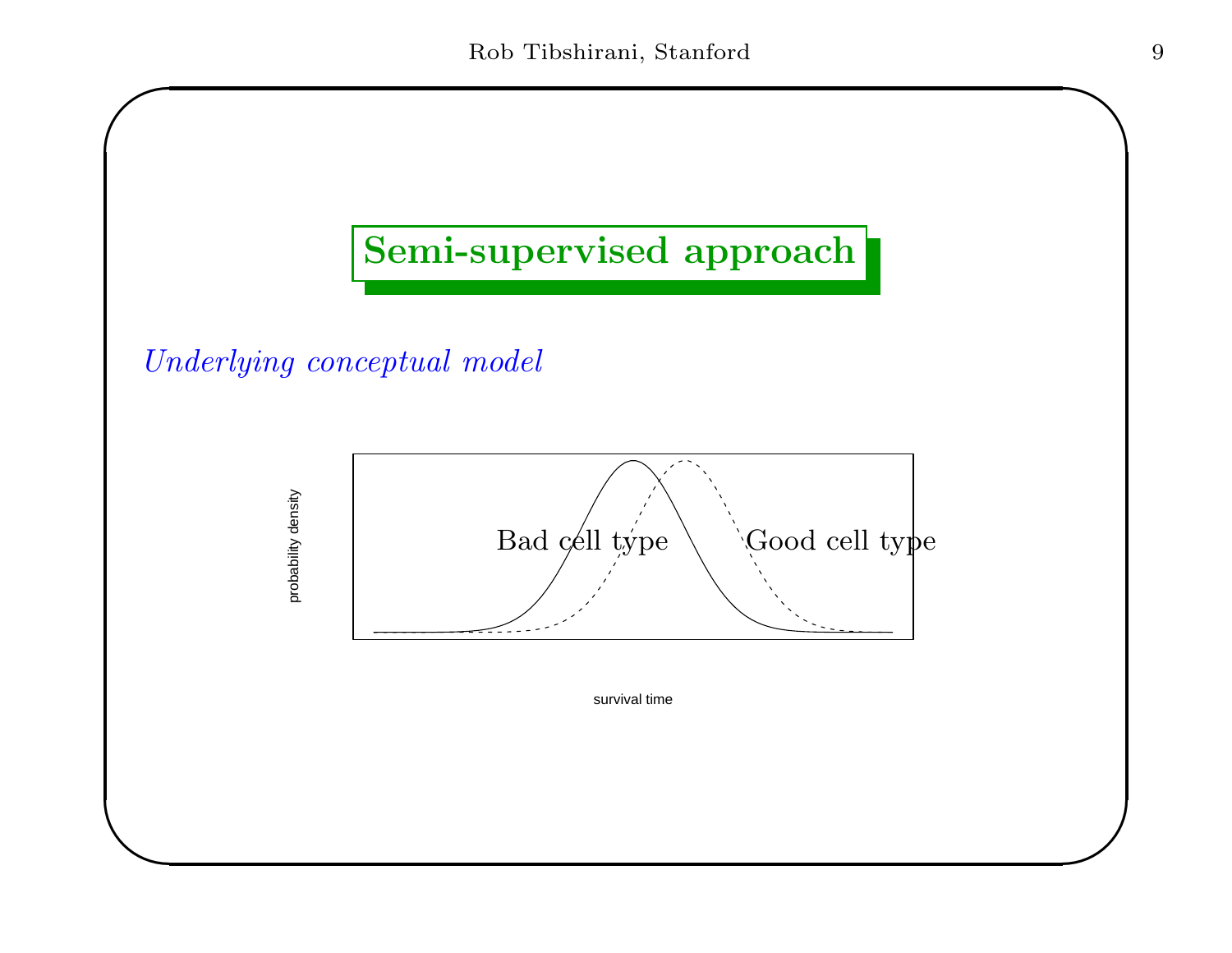# Semi-supervised approach

*Underlying conceptual model*

probability density

Bad cell type

Good cell type

survival time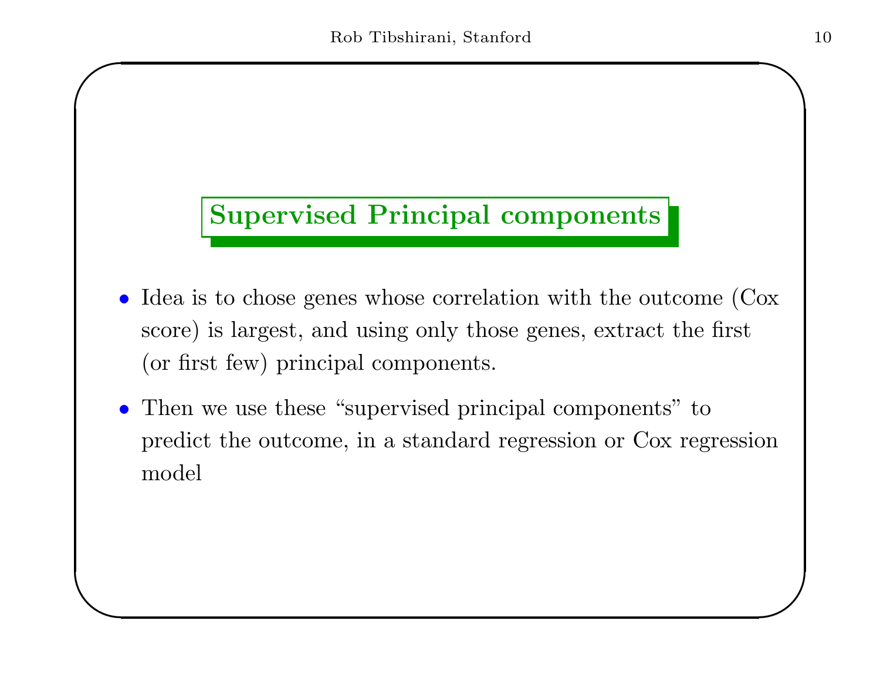## Supervised Principal components

- Idea is to chose genes whose correlation with the outcome (Cox score) is largest, and using only those genes, extract the first (or first few) principal components.
- Then we use these "supervised principal components" to predict the outcome, in a standard regression or Cox regression model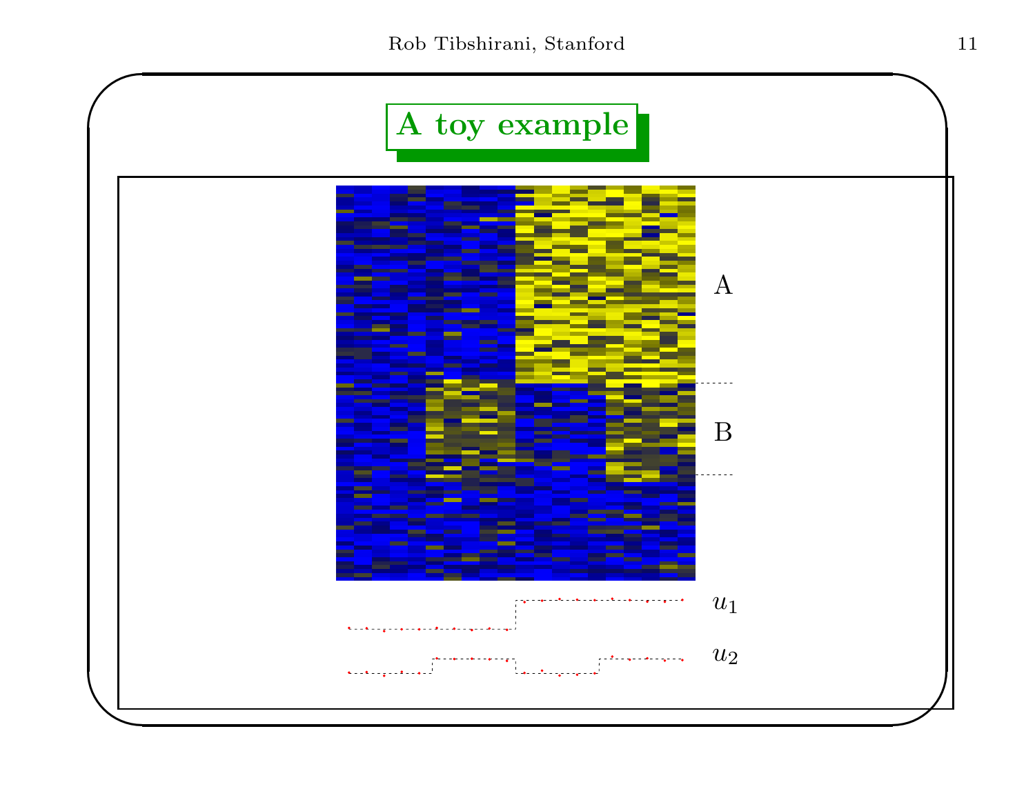# A toy example

A

B

$u_1$

$u_2$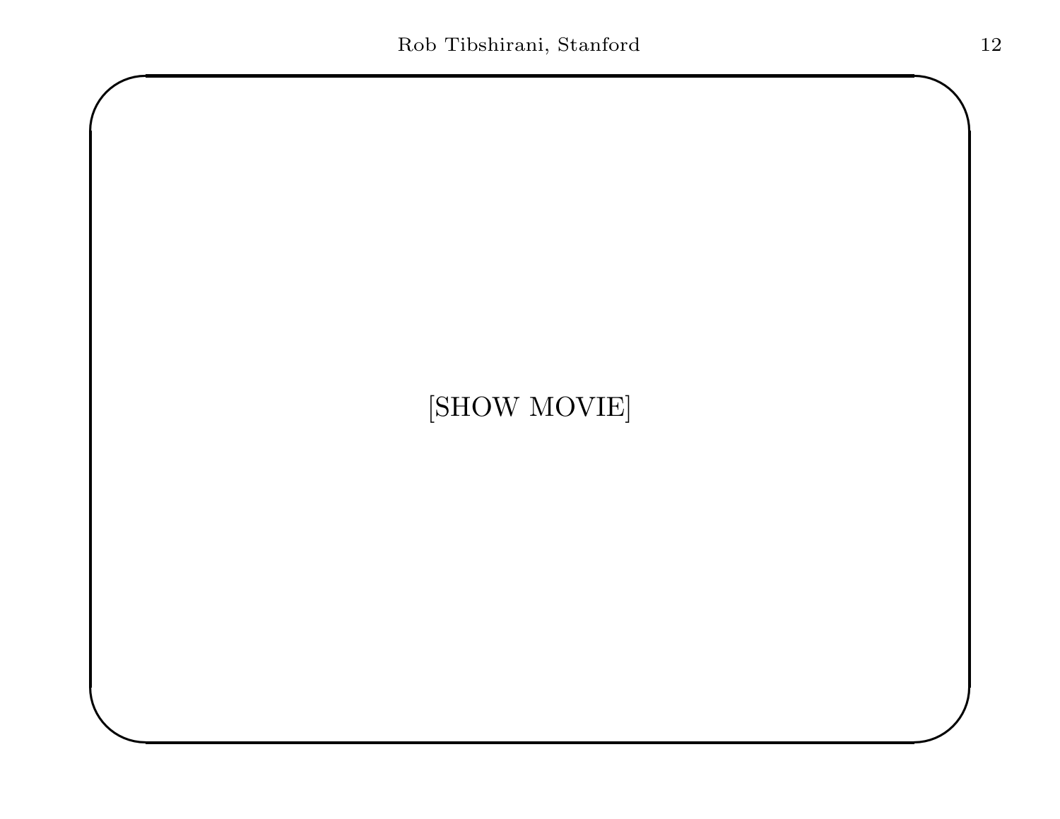[SHOW MOVIE]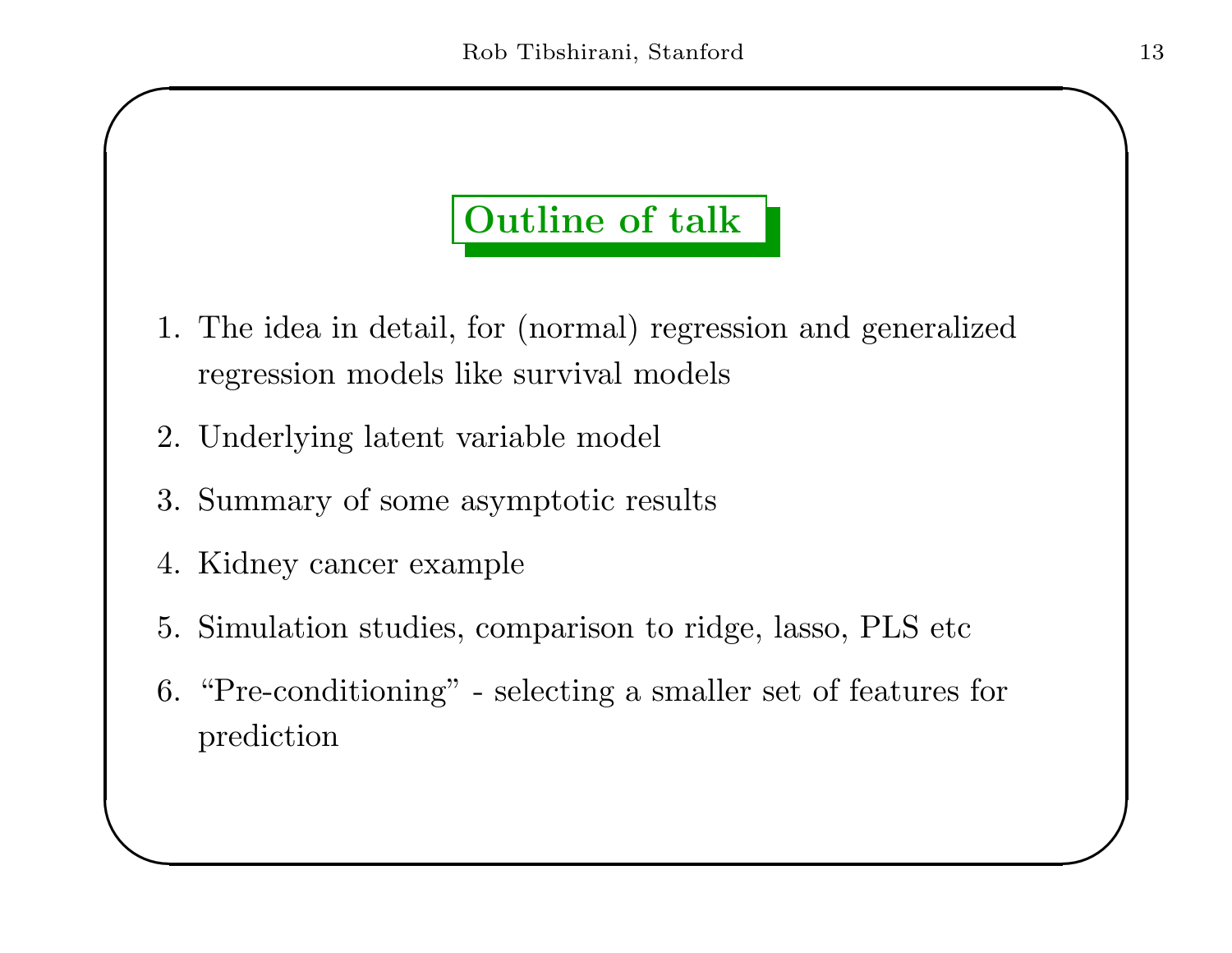## Outline of talk

1. The idea in detail, for (normal) regression and generalized regression models like survival models
2. Underlying latent variable model
3. Summary of some asymptotic results
4. Kidney cancer example
5. Simulation studies, comparison to ridge, lasso, PLS etc
6. "Pre-conditioning" - selecting a smaller set of features for prediction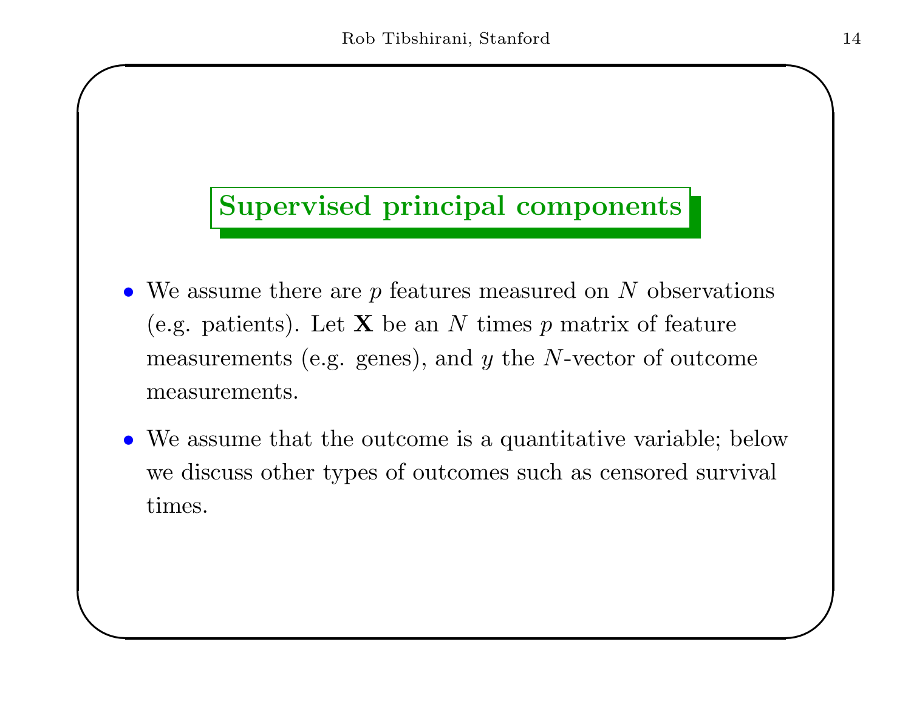## Supervised principal components

- We assume there are $p$ features measured on $N$ observations (e.g. patients). Let $\mathbf{X}$ be an $N$ times $p$ matrix of feature measurements (e.g. genes), and $y$ the $N$-vector of outcome measurements.
- We assume that the outcome is a quantitative variable; below we discuss other types of outcomes such as censored survival times.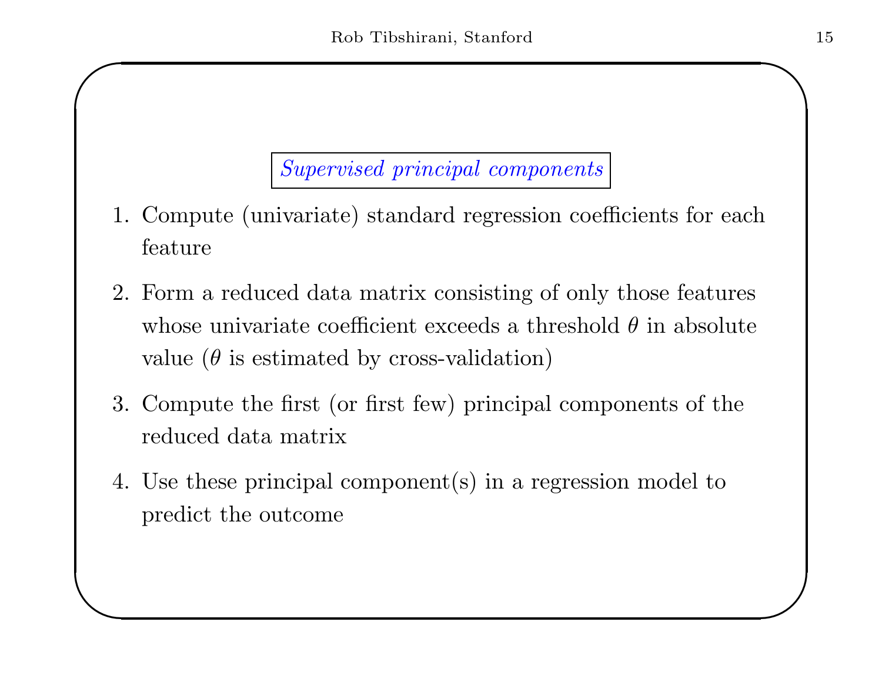## *Supervised principal components*

1. Compute (univariate) standard regression coefficients for each feature
2. Form a reduced data matrix consisting of only those features whose univariate coefficient exceeds a threshold $\theta$ in absolute value ($\theta$ is estimated by cross-validation)
3. Compute the first (or first few) principal components of the reduced data matrix
4. Use these principal component(s) in a regression model to predict the outcome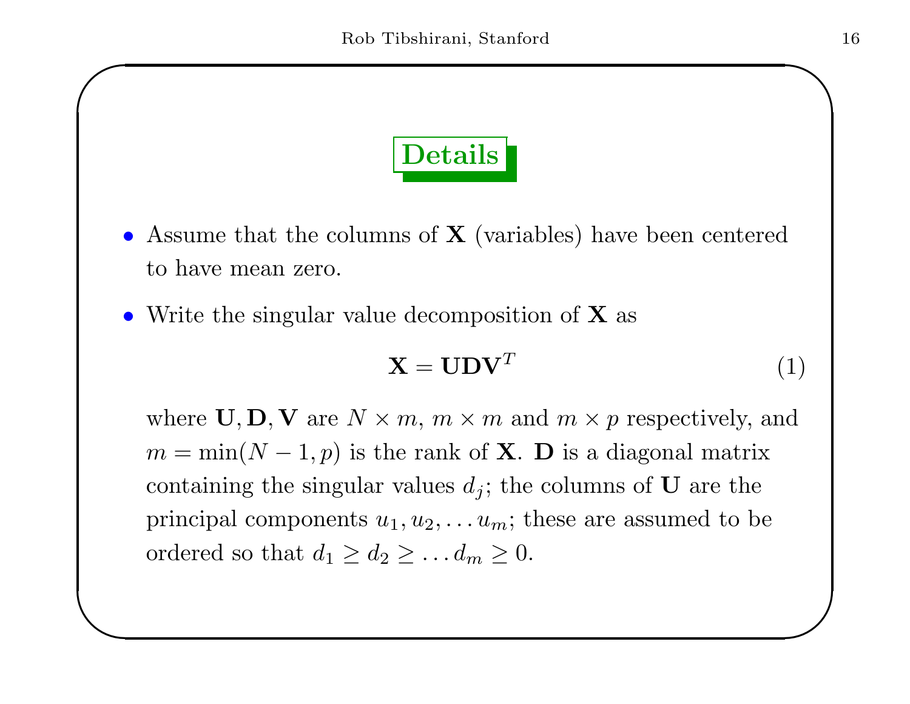## Details

- Assume that the columns of $\mathbf{X}$ (variables) have been centered to have mean zero.
- Write the singular value decomposition of $\mathbf{X}$ as

$$\mathbf{X} = \mathbf{U}\mathbf{D}\mathbf{V}^T \tag{1}$$

  where $\mathbf{U}, \mathbf{D}, \mathbf{V}$ are $N \times m$, $m \times m$ and $m \times p$ respectively, and $m = \min(N-1, p)$ is the rank of $\mathbf{X}$. $\mathbf{D}$ is a diagonal matrix containing the singular values $d_j$; the columns of $\mathbf{U}$ are the principal components $u_1, u_2, \ldots u_m$; these are assumed to be ordered so that $d_1 \geq d_2 \geq \ldots d_m \geq 0$.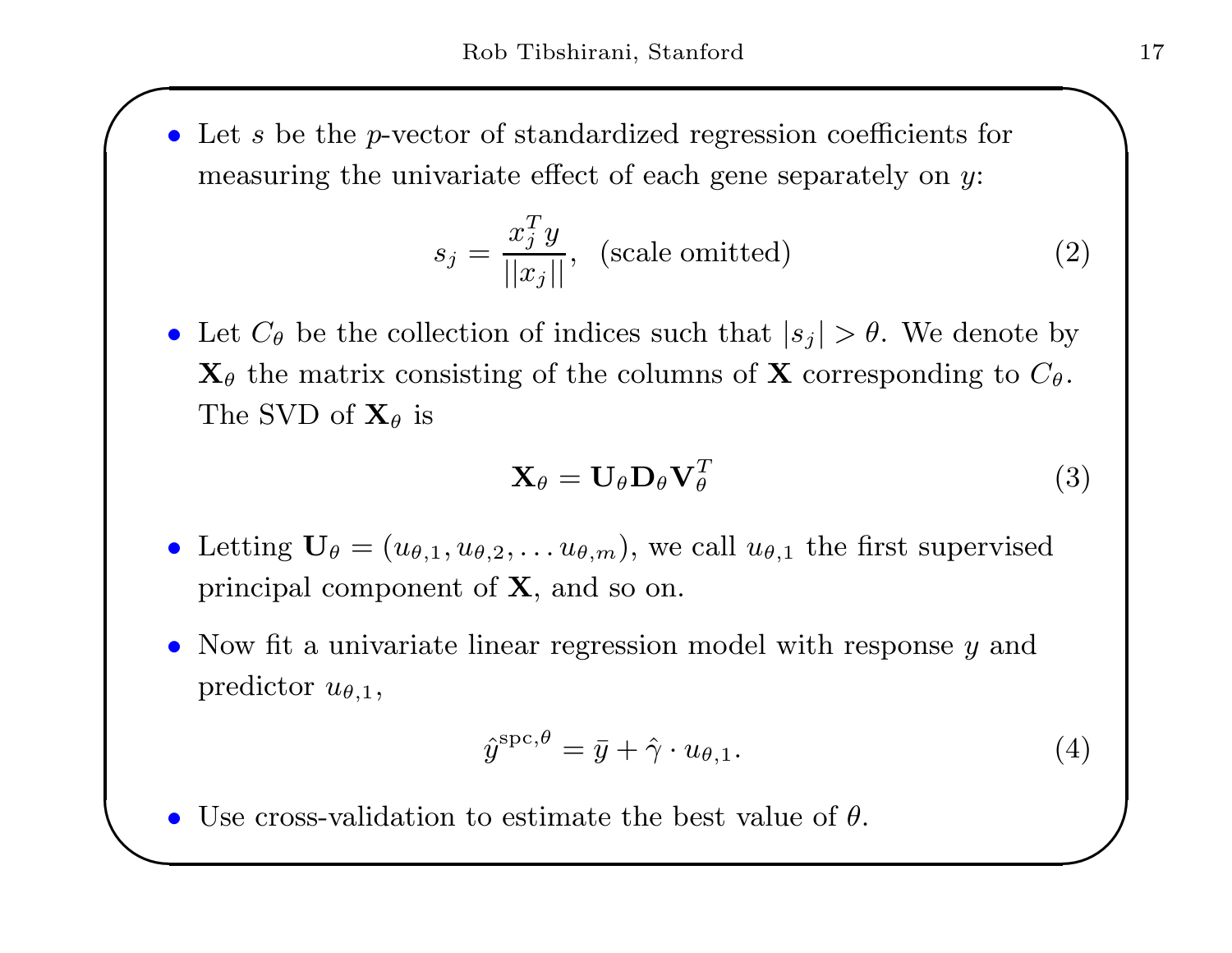- Let $s$ be the $p$-vector of standardized regression coefficients for measuring the univariate effect of each gene separately on $y$:

$$s_j = \frac{x_j^T y}{||x_j||}, \quad \text{(scale omitted)} \tag{2}$$

- Let $C_\theta$ be the collection of indices such that $|s_j| > \theta$. We denote by $\mathbf{X}_\theta$ the matrix consisting of the columns of $\mathbf{X}$ corresponding to $C_\theta$. The SVD of $\mathbf{X}_\theta$ is

$$\mathbf{X}_\theta = \mathbf{U}_\theta \mathbf{D}_\theta \mathbf{V}_\theta^T \tag{3}$$

- Letting $\mathbf{U}_\theta = (u_{\theta,1}, u_{\theta,2}, \ldots u_{\theta,m})$, we call $u_{\theta,1}$ the first supervised principal component of $\mathbf{X}$, and so on.

- Now fit a univariate linear regression model with response $y$ and predictor $u_{\theta,1}$,

$$\hat{y}^{\text{spc},\theta} = \bar{y} + \hat{\gamma} \cdot u_{\theta,1}. \tag{4}$$

- Use cross-validation to estimate the best value of $\theta$.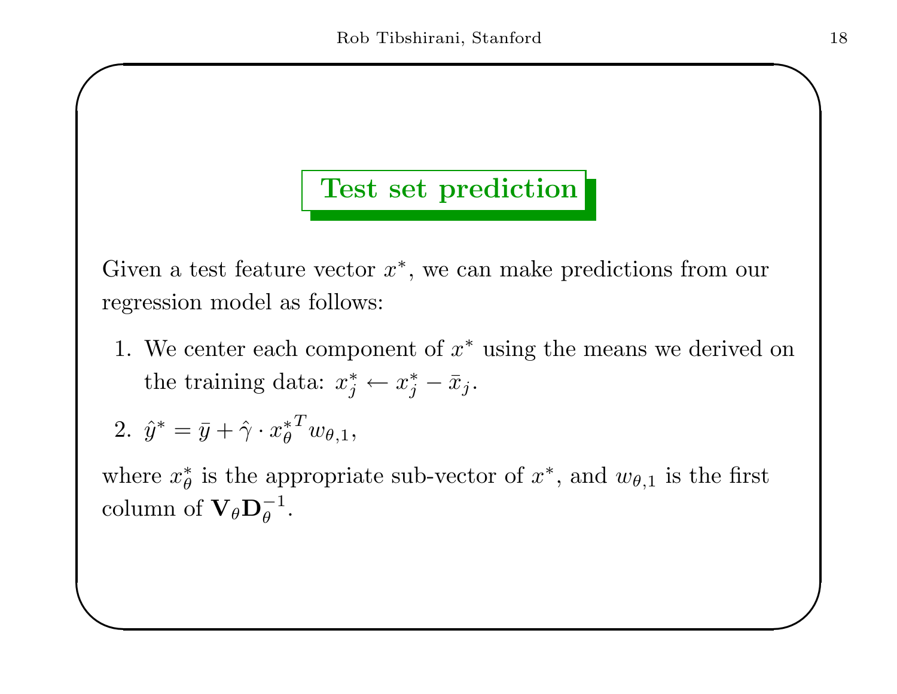## Test set prediction

Given a test feature vector $x^*$, we can make predictions from our regression model as follows:

1. We center each component of $x^*$ using the means we derived on the training data: $x_j^* \leftarrow x_j^* - \bar{x}_j$.
2. $\hat{y}^* = \bar{y} + \hat{\gamma} \cdot {x_\theta^*}^T w_{\theta,1}$,

where $x_\theta^*$ is the appropriate sub-vector of $x^*$, and $w_{\theta,1}$ is the first column of $\mathbf{V}_\theta \mathbf{D}_\theta^{-1}$.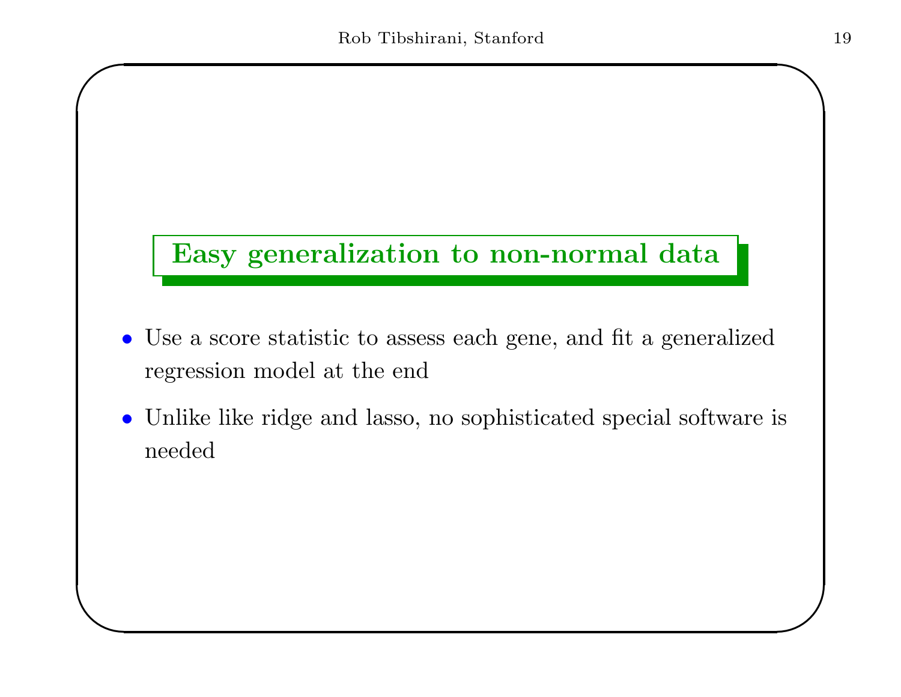## Easy generalization to non-normal data

- Use a score statistic to assess each gene, and fit a generalized regression model at the end
- Unlike like ridge and lasso, no sophisticated special software is needed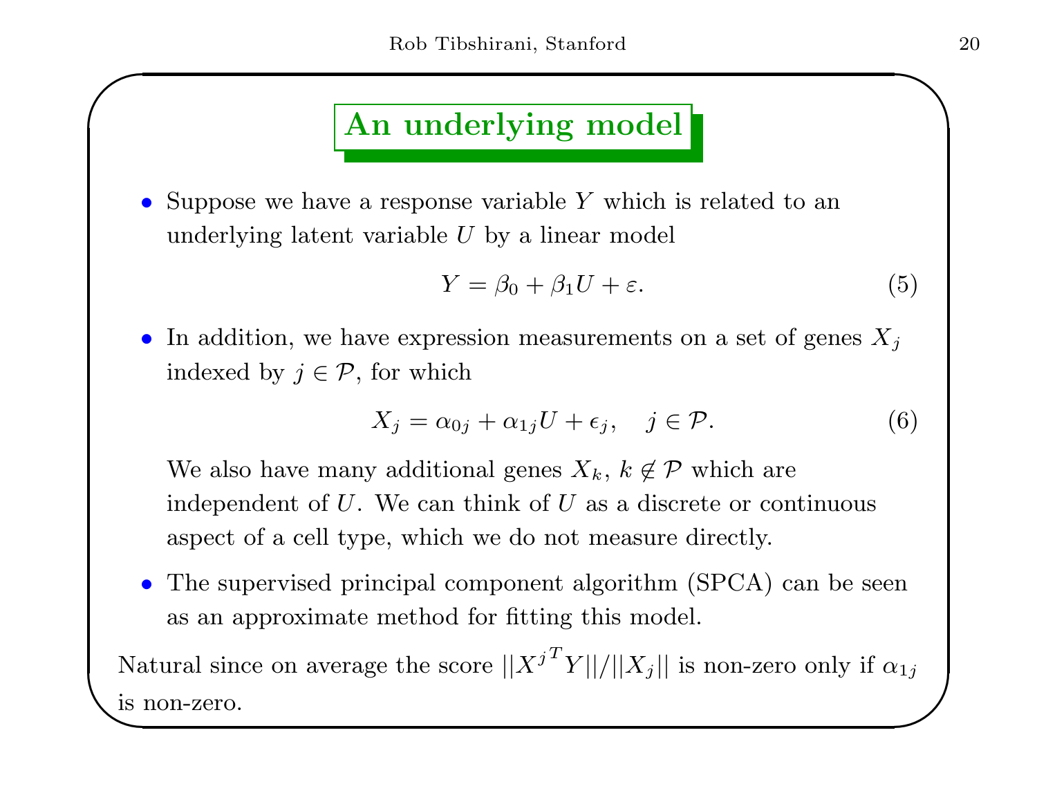## An underlying model

- Suppose we have a response variable $Y$ which is related to an underlying latent variable $U$ by a linear model

$$Y = \beta_0 + \beta_1 U + \varepsilon. \tag{5}$$

- In addition, we have expression measurements on a set of genes $X_j$ indexed by $j \in \mathcal{P}$, for which

$$X_j = \alpha_{0j} + \alpha_{1j} U + \epsilon_j, \quad j \in \mathcal{P}. \tag{6}$$

  We also have many additional genes $X_k$, $k \notin \mathcal{P}$ which are independent of $U$. We can think of $U$ as a discrete or continuous aspect of a cell type, which we do not measure directly.

- The supervised principal component algorithm (SPCA) can be seen as an approximate method for fitting this model.

Natural since on average the score $||{X^j}^T Y||/||X_j||$ is non-zero only if $\alpha_{1j}$ is non-zero.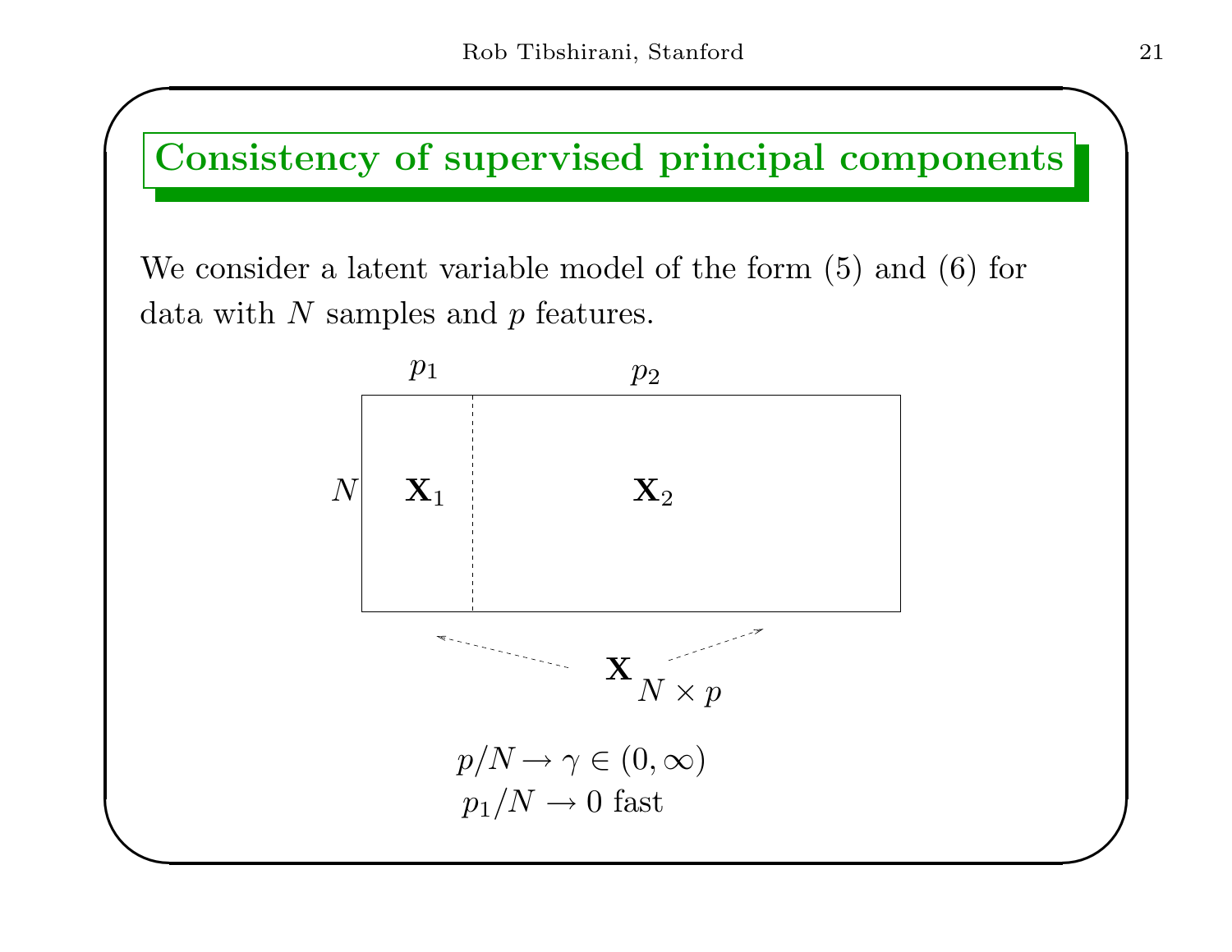# Consistency of supervised principal components

We consider a latent variable model of the form (5) and (6) for data with $N$ samples and $p$ features.

$p_1$ $p_2$

$N$ $\mathbf{X}_1$ $\mathbf{X}_2$

$\mathbf{X}_{N \times p}$

$p/N \to \gamma \in (0, \infty)$

$p_1/N \to 0$ fast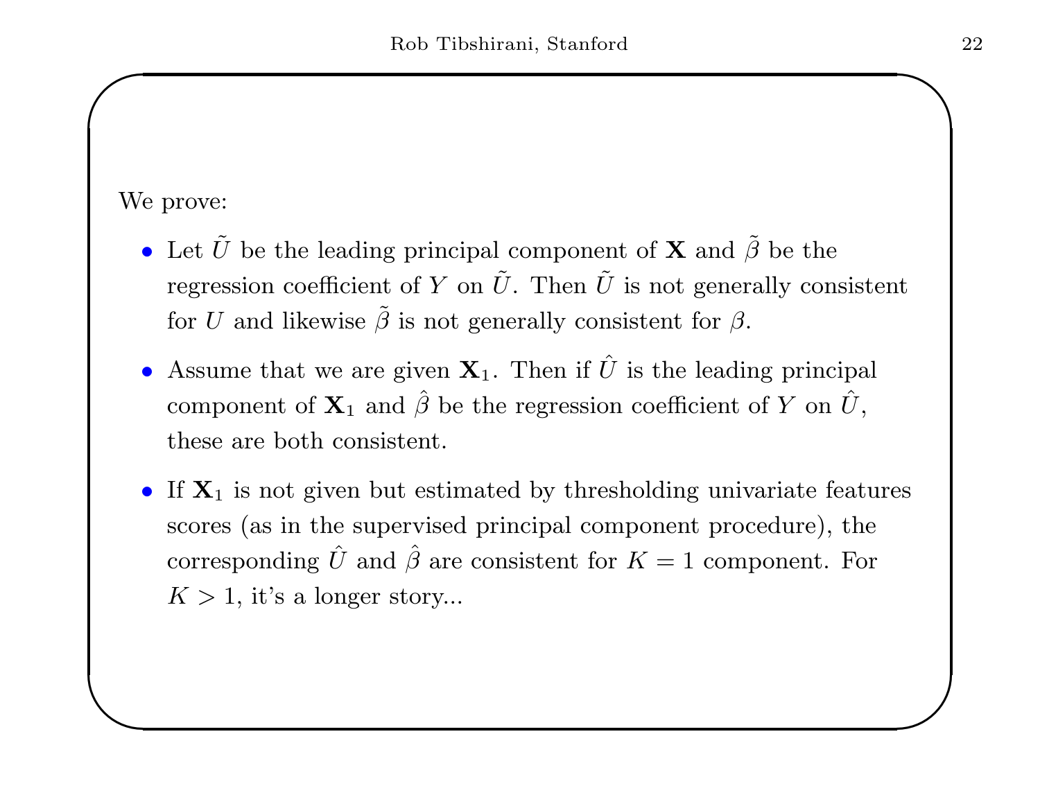We prove:

- Let $\tilde{U}$ be the leading principal component of $\mathbf{X}$ and $\tilde{\beta}$ be the regression coefficient of $Y$ on $\tilde{U}$. Then $\tilde{U}$ is not generally consistent for $U$ and likewise $\tilde{\beta}$ is not generally consistent for $\beta$.
- Assume that we are given $\mathbf{X}_1$. Then if $\hat{U}$ is the leading principal component of $\mathbf{X}_1$ and $\hat{\beta}$ be the regression coefficient of $Y$ on $\hat{U}$, these are both consistent.
- If $\mathbf{X}_1$ is not given but estimated by thresholding univariate features scores (as in the supervised principal component procedure), the corresponding $\hat{U}$ and $\hat{\beta}$ are consistent for $K = 1$ component. For $K > 1$, it's a longer story...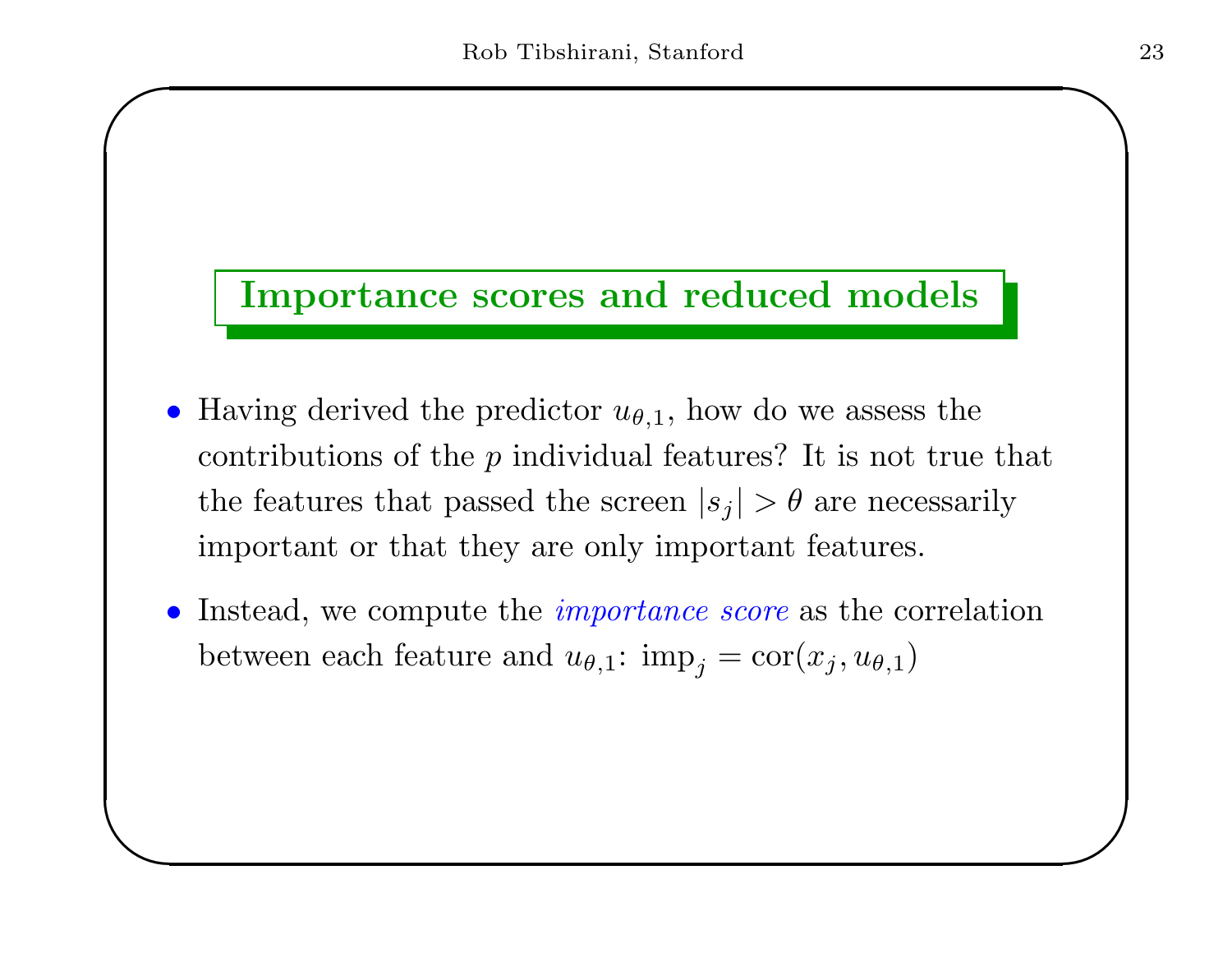## Importance scores and reduced models

- Having derived the predictor $u_{\theta,1}$, how do we assess the contributions of the $p$ individual features? It is not true that the features that passed the screen $|s_j| > \theta$ are necessarily important or that they are only important features.
- Instead, we compute the *importance score* as the correlation between each feature and $u_{\theta,1}$: $\text{imp}_j = \text{cor}(x_j, u_{\theta,1})$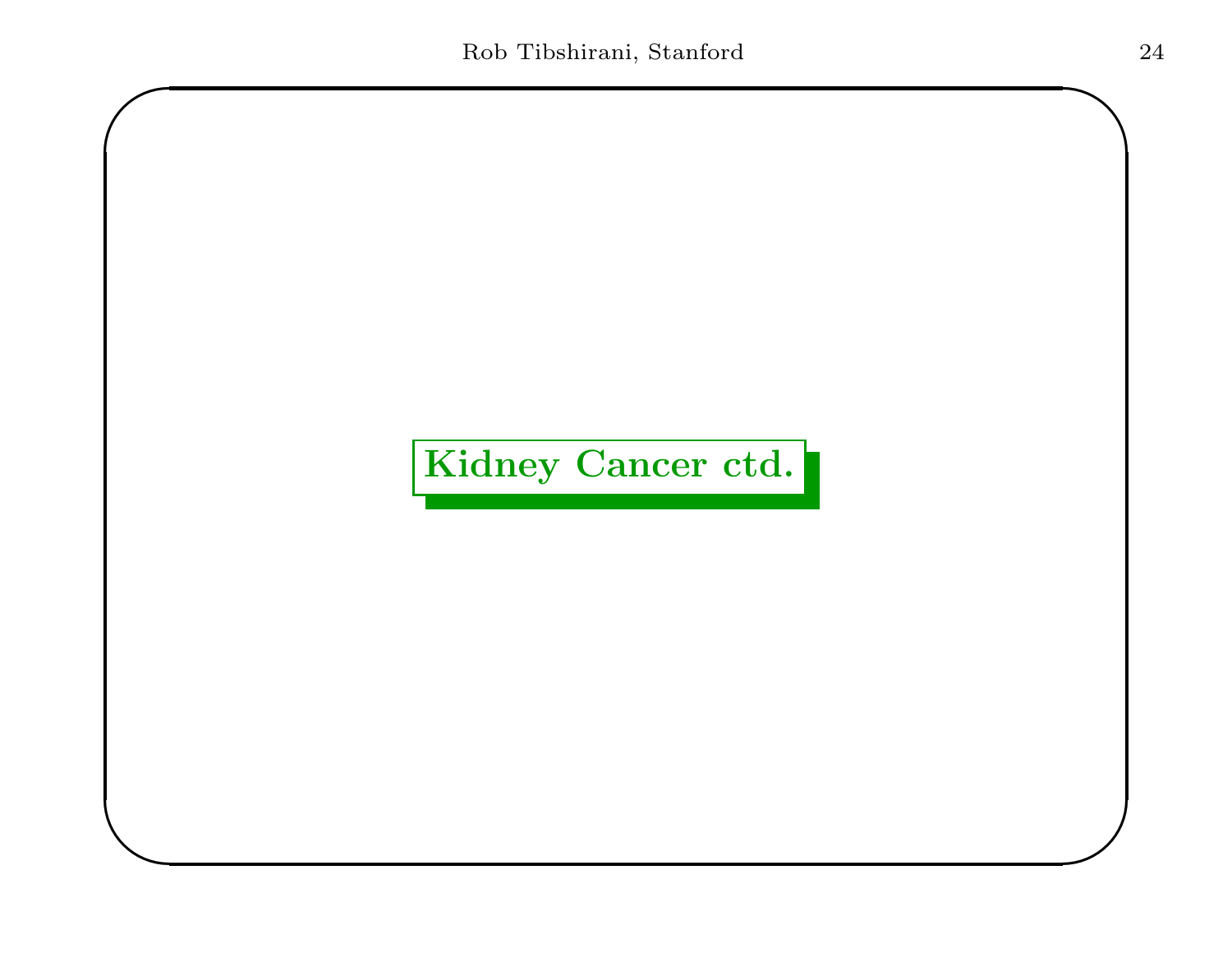# Kidney Cancer ctd.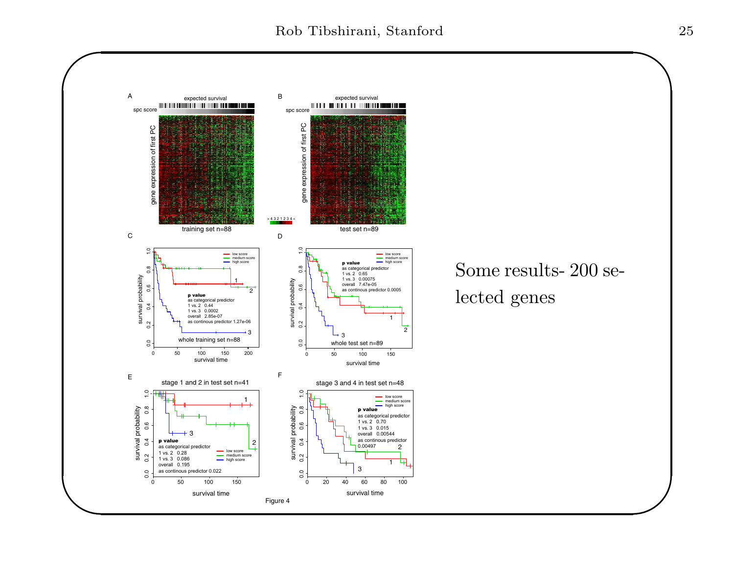Some results- 200 selected genes

A

expected survival

spc score

gene expression of first PC

training set n=88

B

expected survival

spc score

gene expression of first PC

test set n=89

> 4 3 2 1 2 3 4 <

C

survival probability

low score
medium score
high score

p value
as categorical predictor
1 vs. 2 0.44
1 vs. 3 0.0002
overall 2.85e-07
as continous predictor 1.27e-06

whole training set n=88

survival time

D

survival probability

low score
medium score
high score

p value
as categorical predictor
1 vs. 2 0.65
1 vs. 3 0.00075
overall 7.47e-05
as continous predictor 0.0005

whole test set n=89

survival time

E

stage 1 and 2 in test set n=41

survival probability

p value
as categorical predictor
1 vs. 2 0.28
1 vs. 3 0.086
overall 0.195
as continous predictor 0.022

low score
medium score
high score

survival time

F

stage 3 and 4 in test set n=48

survival probability

low score
medium score
high score

p value
as categorical predictor
1 vs. 2 0.70
1 vs. 3 0.015
overall 0.00544
as continous predictor
0.00497

survival time

Figure 4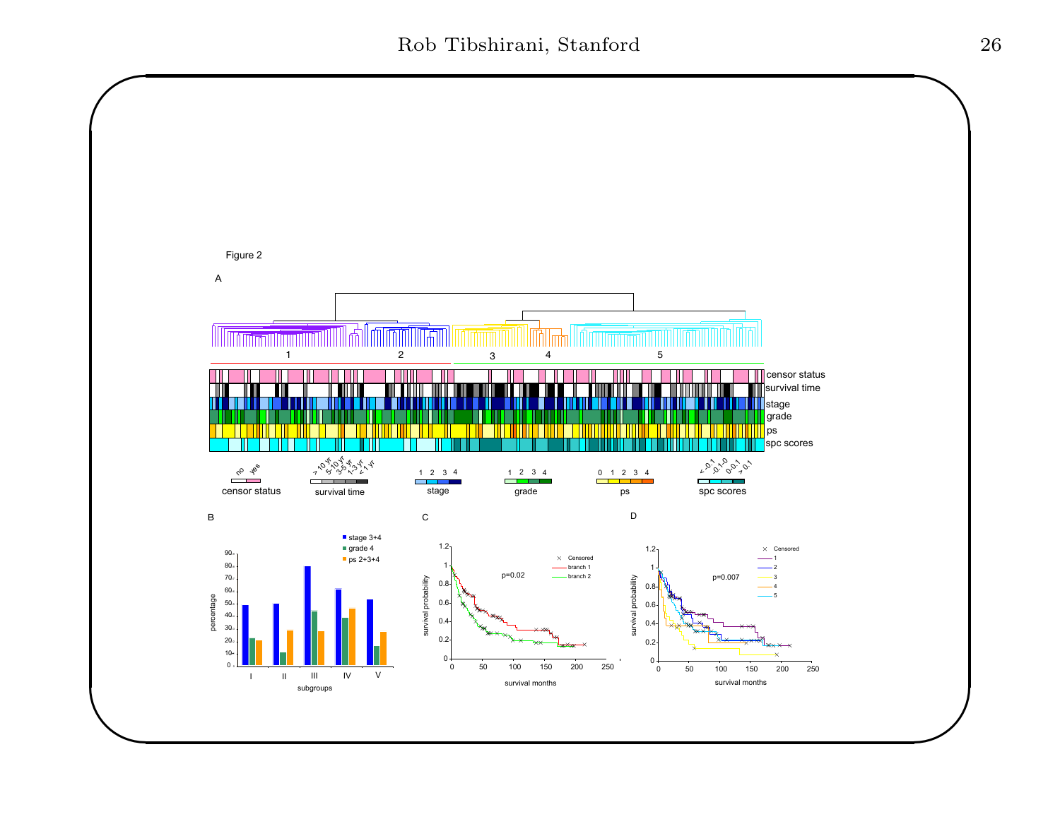Figure 2

A

1 2 3 4 5

censor status
survival time
stage
grade
ps
spc scores

no yes — censor status

> 10 yr, 5-10 yr, 3-5 yr, 1-3 yr, < 1 yr — survival time

1 2 3 4 — stage

1 2 3 4 — grade

0 1 2 3 4 — ps

< -0.1, -0.1-0, 0-0.1, > 0.1 — spc scores

B

stage 3+4
grade 4
ps 2+3+4

percentage

subgroups: I II III IV V

C

p=0.02

Censored
branch 1
branch 2

survival probability

survival months

D

p=0.007

Censored
1
2
3
4
5

survival probability

survival months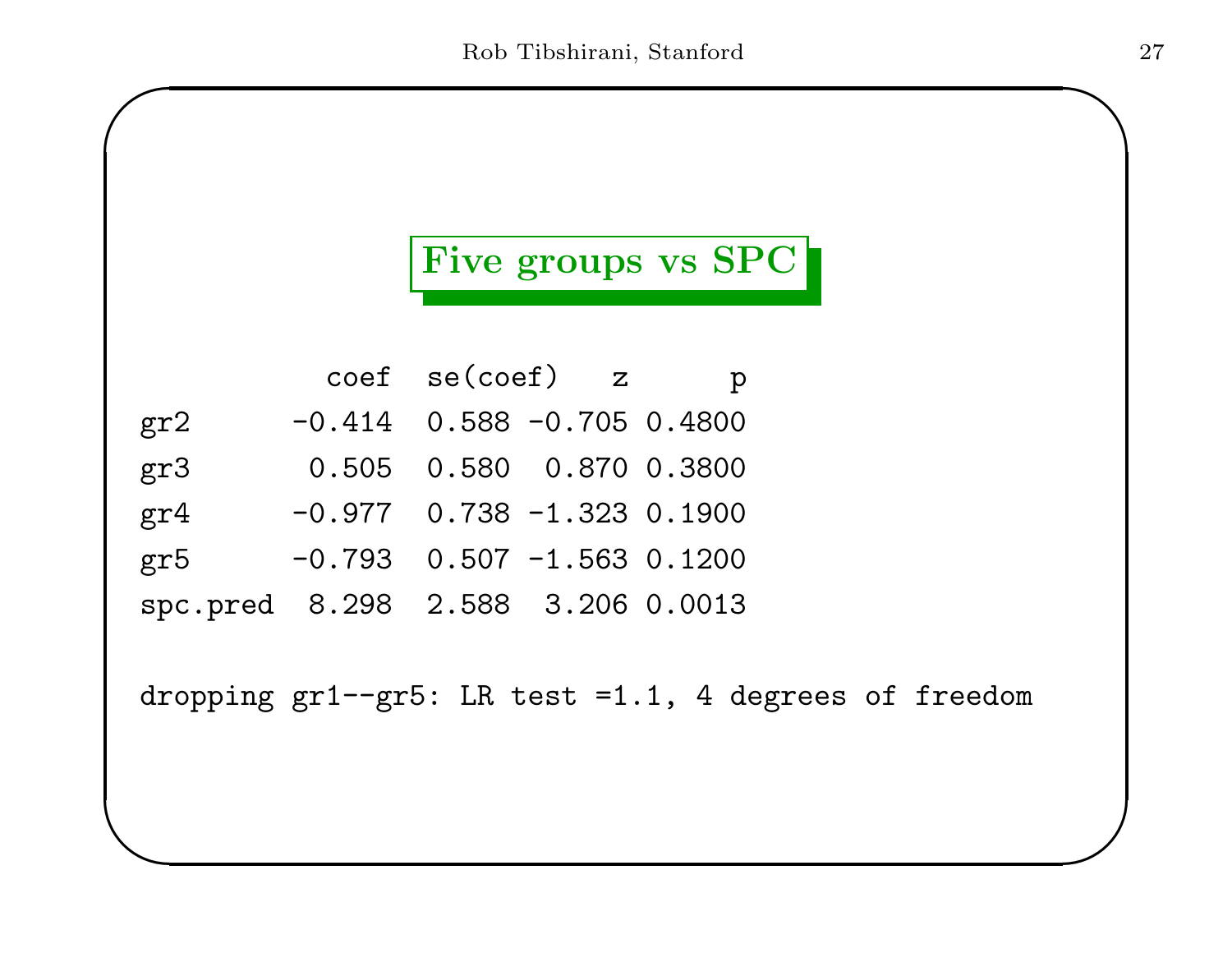## Five groups vs SPC

| | coef | se(coef) | z | p |
|---|---|---|---|---|
| gr2 | -0.414 | 0.588 | -0.705 | 0.4800 |
| gr3 | 0.505 | 0.580 | 0.870 | 0.3800 |
| gr4 | -0.977 | 0.738 | -1.323 | 0.1900 |
| gr5 | -0.793 | 0.507 | -1.563 | 0.1200 |
| spc.pred | 8.298 | 2.588 | 3.206 | 0.0013 |

```
dropping gr1--gr5: LR test =1.1, 4 degrees of freedom
```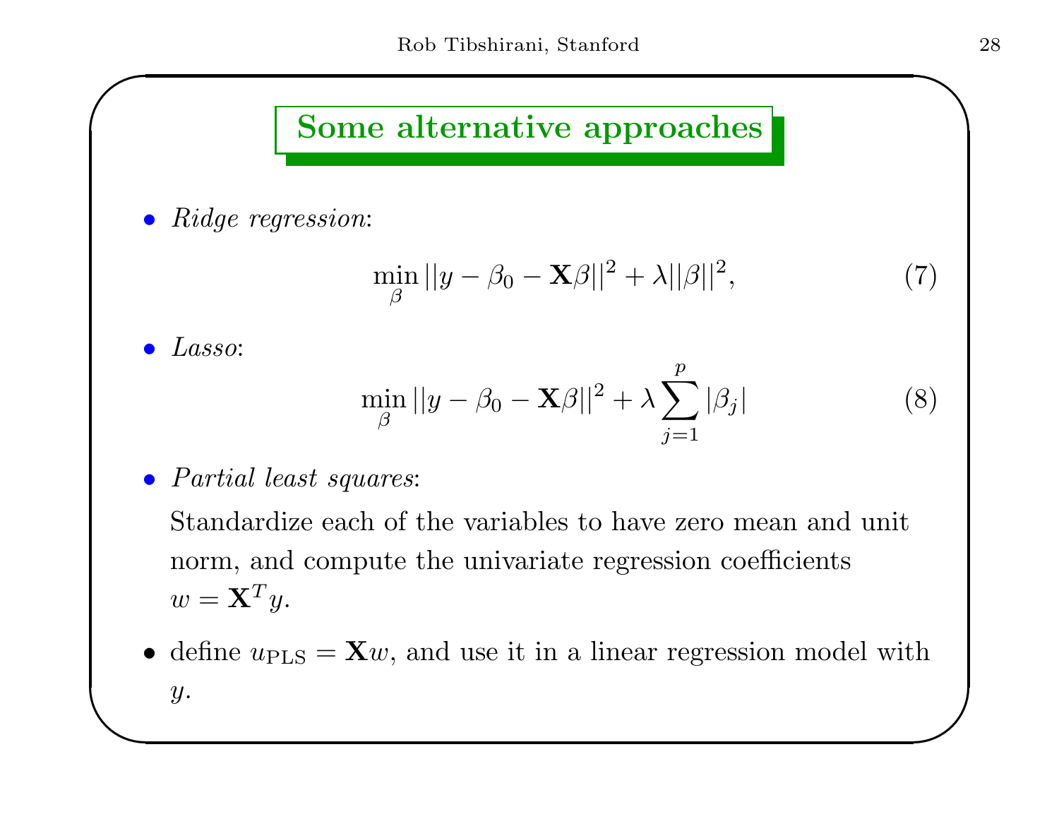## Some alternative approaches

- *Ridge regression*:

$$\min_{\beta} ||y - \beta_0 - \mathbf{X}\beta||^2 + \lambda||\beta||^2, \tag{7}$$

- *Lasso*:

$$\min_{\beta} ||y - \beta_0 - \mathbf{X}\beta||^2 + \lambda \sum_{j=1}^{p} |\beta_j| \tag{8}$$

- *Partial least squares*:

  Standardize each of the variables to have zero mean and unit norm, and compute the univariate regression coefficients $w = \mathbf{X}^T y$.

- define $u_{\text{PLS}} = \mathbf{X}w$, and use it in a linear regression model with $y$.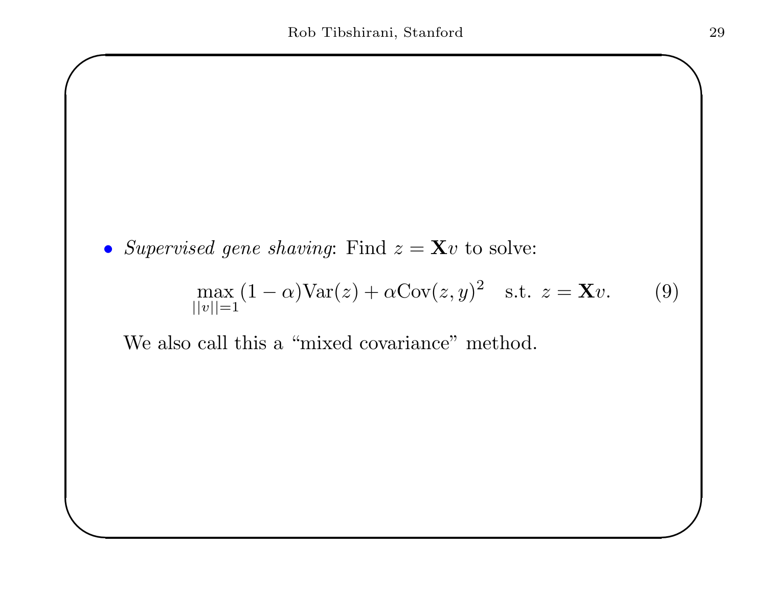- *Supervised gene shaving*: Find $z = \mathbf{X}v$ to solve:

$$\max_{||v||=1} (1-\alpha)\text{Var}(z) + \alpha\text{Cov}(z, y)^2 \quad \text{s.t. } z = \mathbf{X}v. \tag{9}$$

  We also call this a "mixed covariance" method.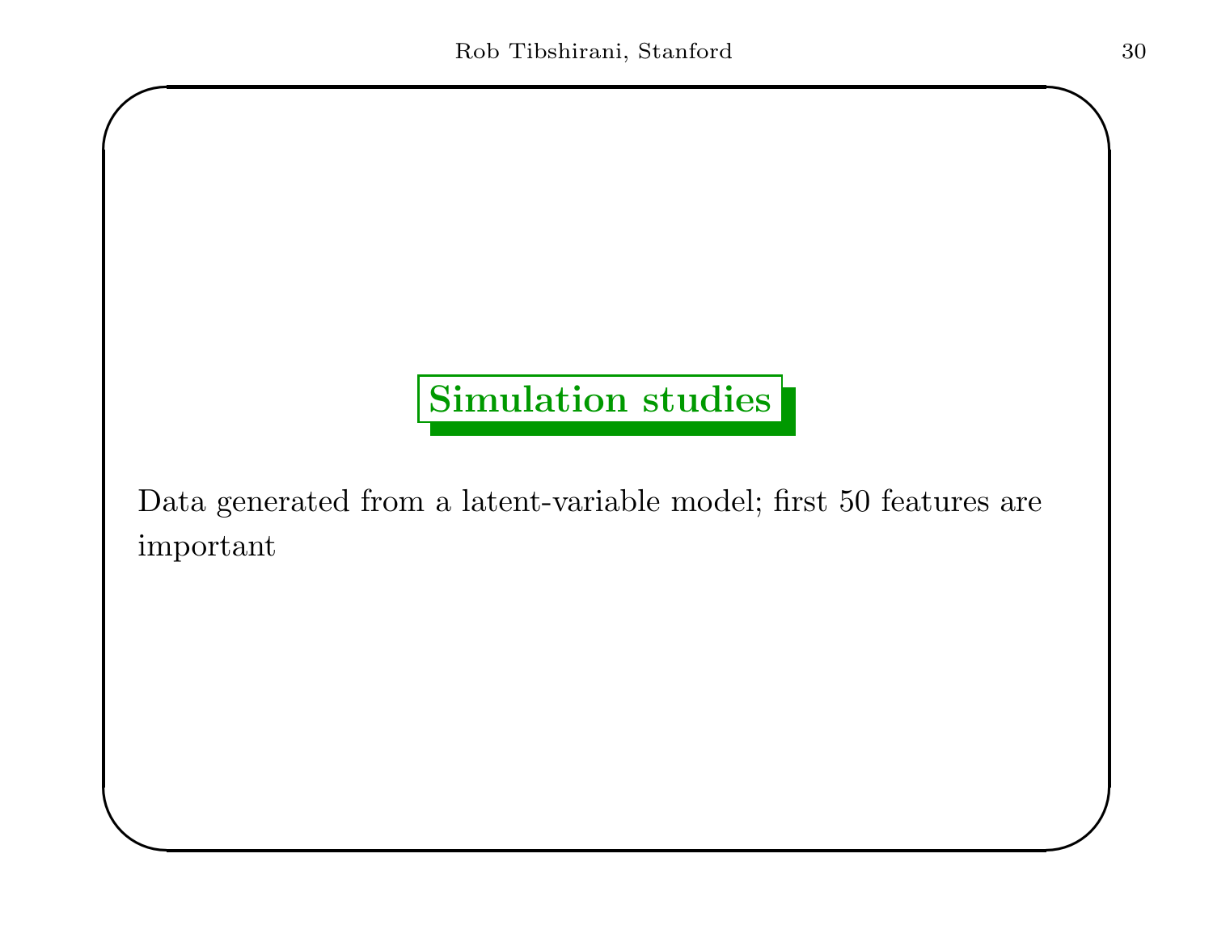## Simulation studies

Data generated from a latent-variable model; first 50 features are important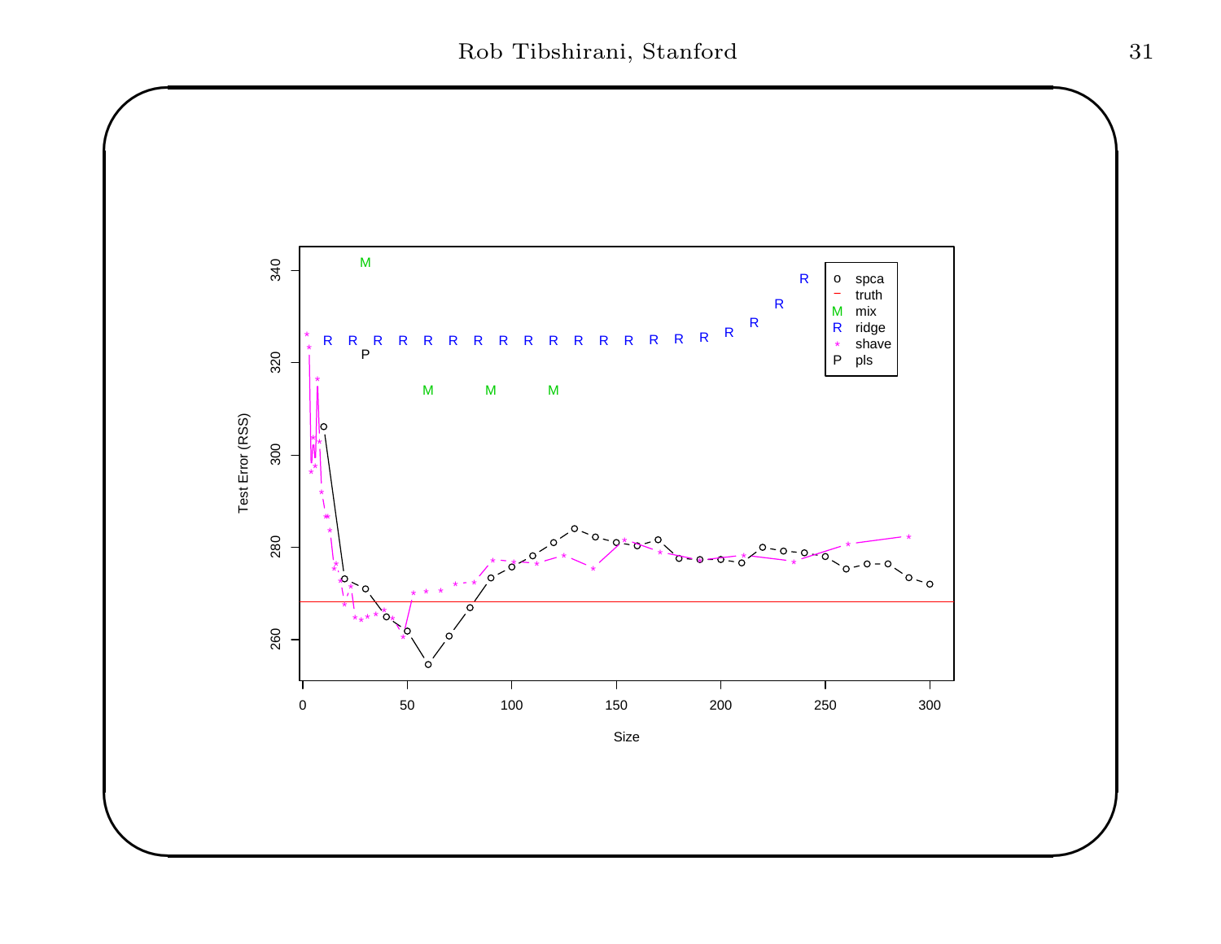Test Error (RSS)

Size

Legend: o spca, − truth, M mix, R ridge, * shave, P pls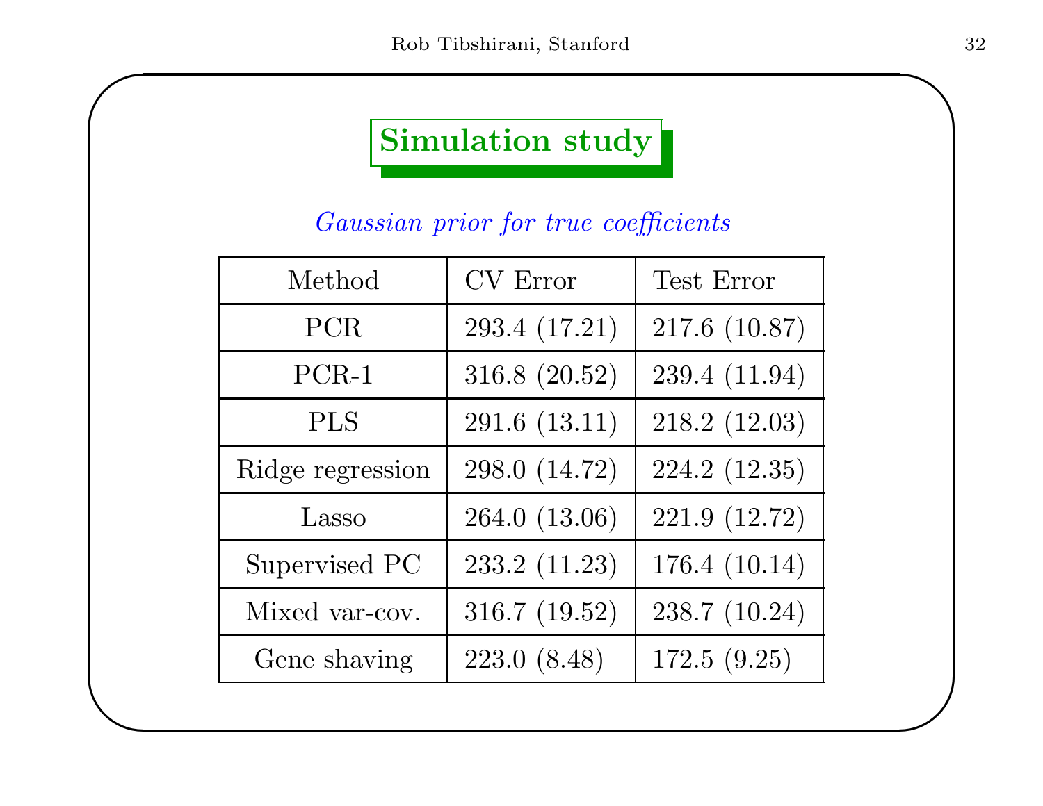## Simulation study

*Gaussian prior for true coefficients*

| Method | CV Error | Test Error |
|---|---|---|
| PCR | 293.4 (17.21) | 217.6 (10.87) |
| PCR-1 | 316.8 (20.52) | 239.4 (11.94) |
| PLS | 291.6 (13.11) | 218.2 (12.03) |
| Ridge regression | 298.0 (14.72) | 224.2 (12.35) |
| Lasso | 264.0 (13.06) | 221.9 (12.72) |
| Supervised PC | 233.2 (11.23) | 176.4 (10.14) |
| Mixed var-cov. | 316.7 (19.52) | 238.7 (10.24) |
| Gene shaving | 223.0 (8.48) | 172.5 (9.25) |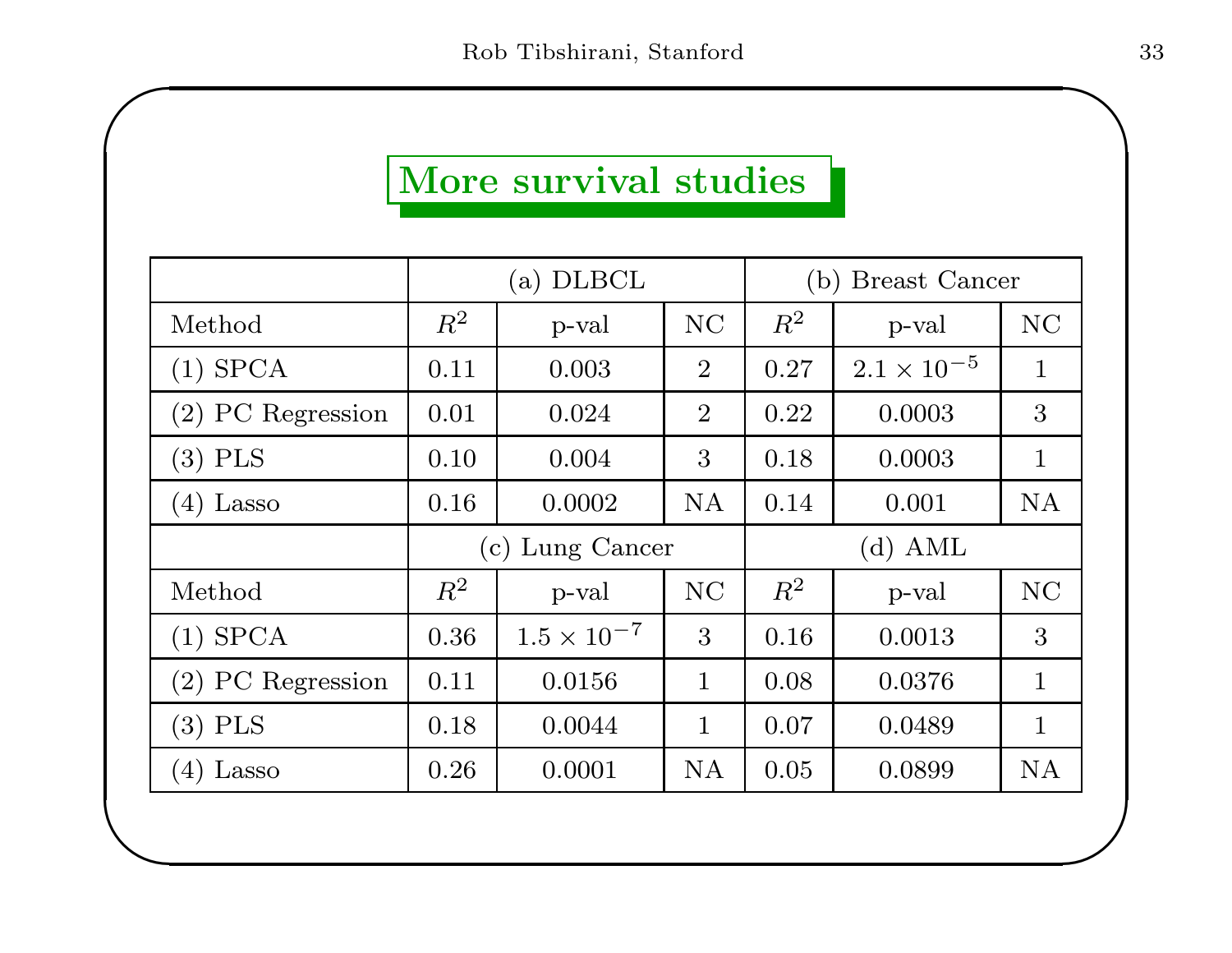## More survival studies

| | (a) DLBCL | | | (b) Breast Cancer | | |
|---|---|---|---|---|---|---|
| Method | $R^2$ | p-val | NC | $R^2$ | p-val | NC |
| (1) SPCA | 0.11 | 0.003 | 2 | 0.27 | $2.1 \times 10^{-5}$ | 1 |
| (2) PC Regression | 0.01 | 0.024 | 2 | 0.22 | 0.0003 | 3 |
| (3) PLS | 0.10 | 0.004 | 3 | 0.18 | 0.0003 | 1 |
| (4) Lasso | 0.16 | 0.0002 | NA | 0.14 | 0.001 | NA |
| | (c) Lung Cancer | | | (d) AML | | |
| Method | $R^2$ | p-val | NC | $R^2$ | p-val | NC |
| (1) SPCA | 0.36 | $1.5 \times 10^{-7}$ | 3 | 0.16 | 0.0013 | 3 |
| (2) PC Regression | 0.11 | 0.0156 | 1 | 0.08 | 0.0376 | 1 |
| (3) PLS | 0.18 | 0.0044 | 1 | 0.07 | 0.0489 | 1 |
| (4) Lasso | 0.26 | 0.0001 | NA | 0.05 | 0.0899 | NA |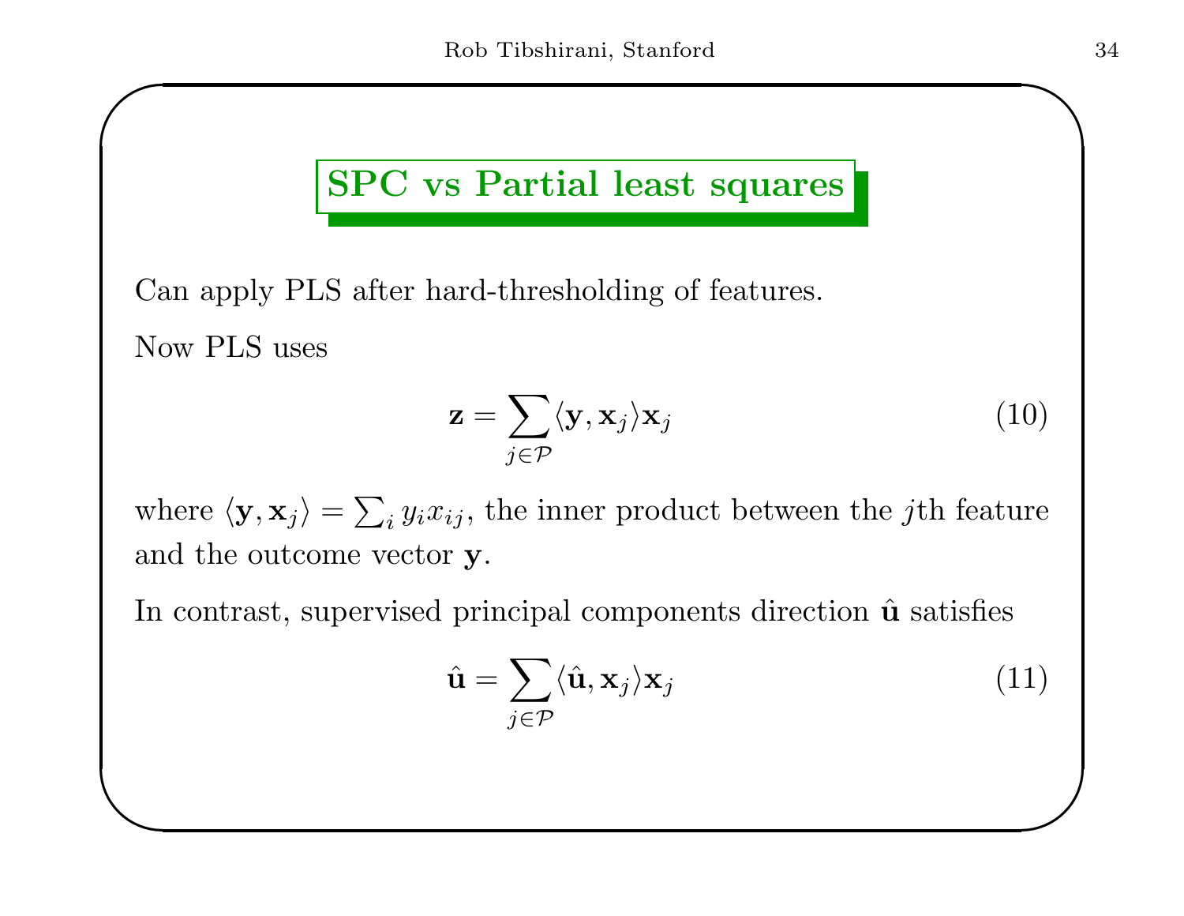# SPC vs Partial least squares

Can apply PLS after hard-thresholding of features.

Now PLS uses

$$\mathbf{z} = \sum_{j \in \mathcal{P}} \langle \mathbf{y}, \mathbf{x}_j \rangle \mathbf{x}_j \tag{10}$$

where $\langle \mathbf{y}, \mathbf{x}_j \rangle = \sum_i y_i x_{ij}$, the inner product between the $j$th feature and the outcome vector $\mathbf{y}$.

In contrast, supervised principal components direction $\hat{\mathbf{u}}$ satisfies

$$\hat{\mathbf{u}} = \sum_{j \in \mathcal{P}} \langle \hat{\mathbf{u}}, \mathbf{x}_j \rangle \mathbf{x}_j \tag{11}$$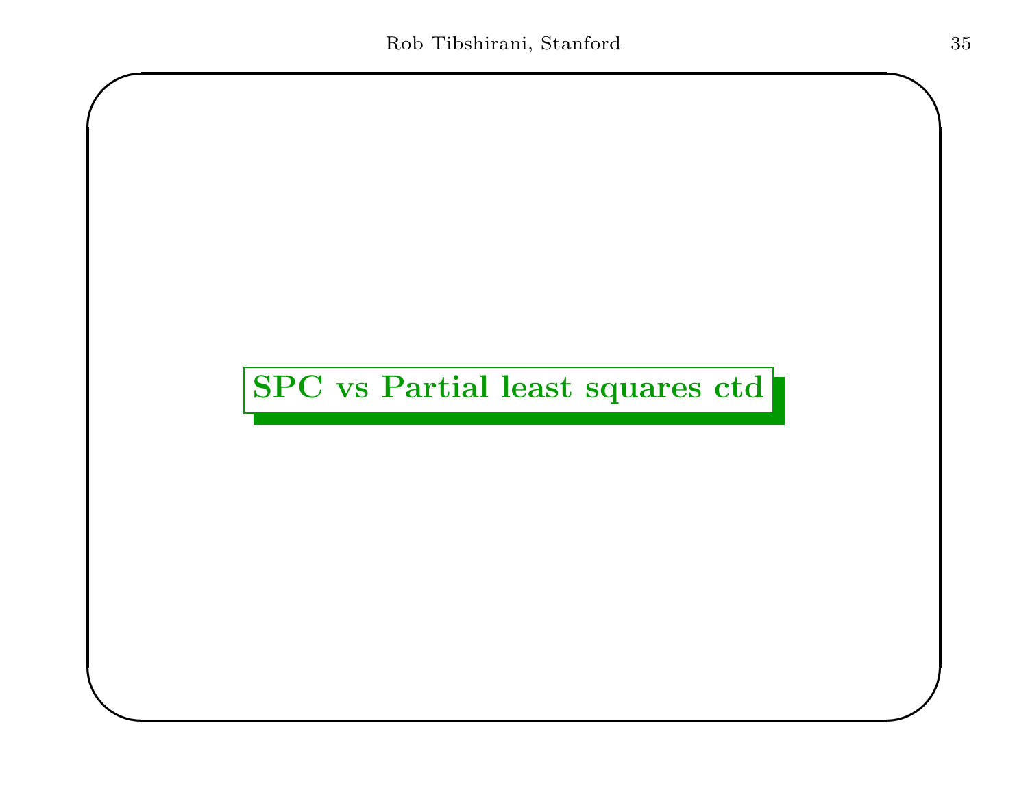# SPC vs Partial least squares ctd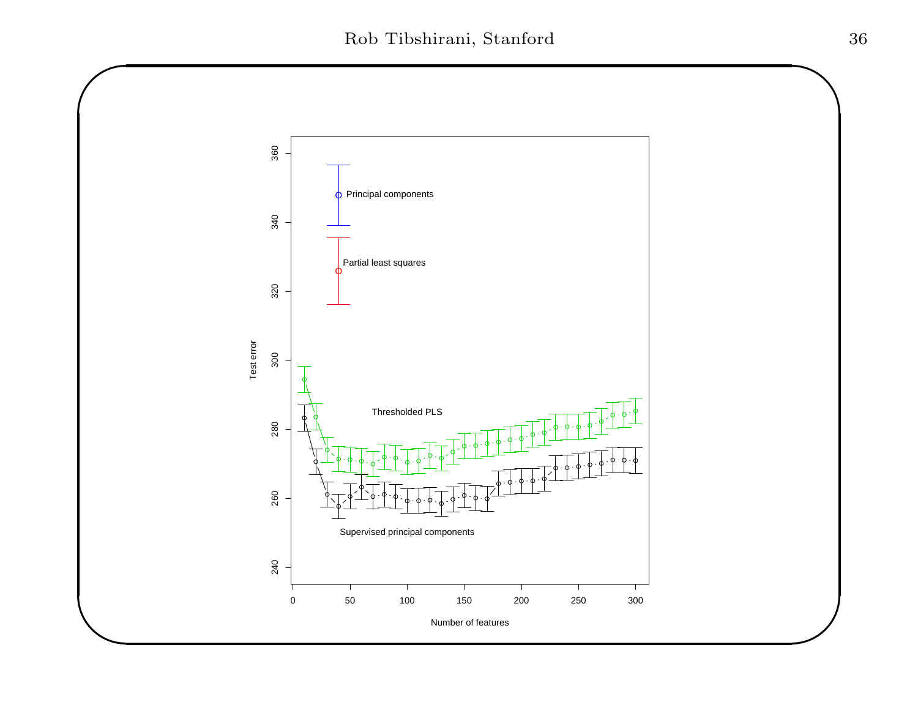Principal components

Partial least squares

Thresholded PLS

Supervised principal components

Test error

Number of features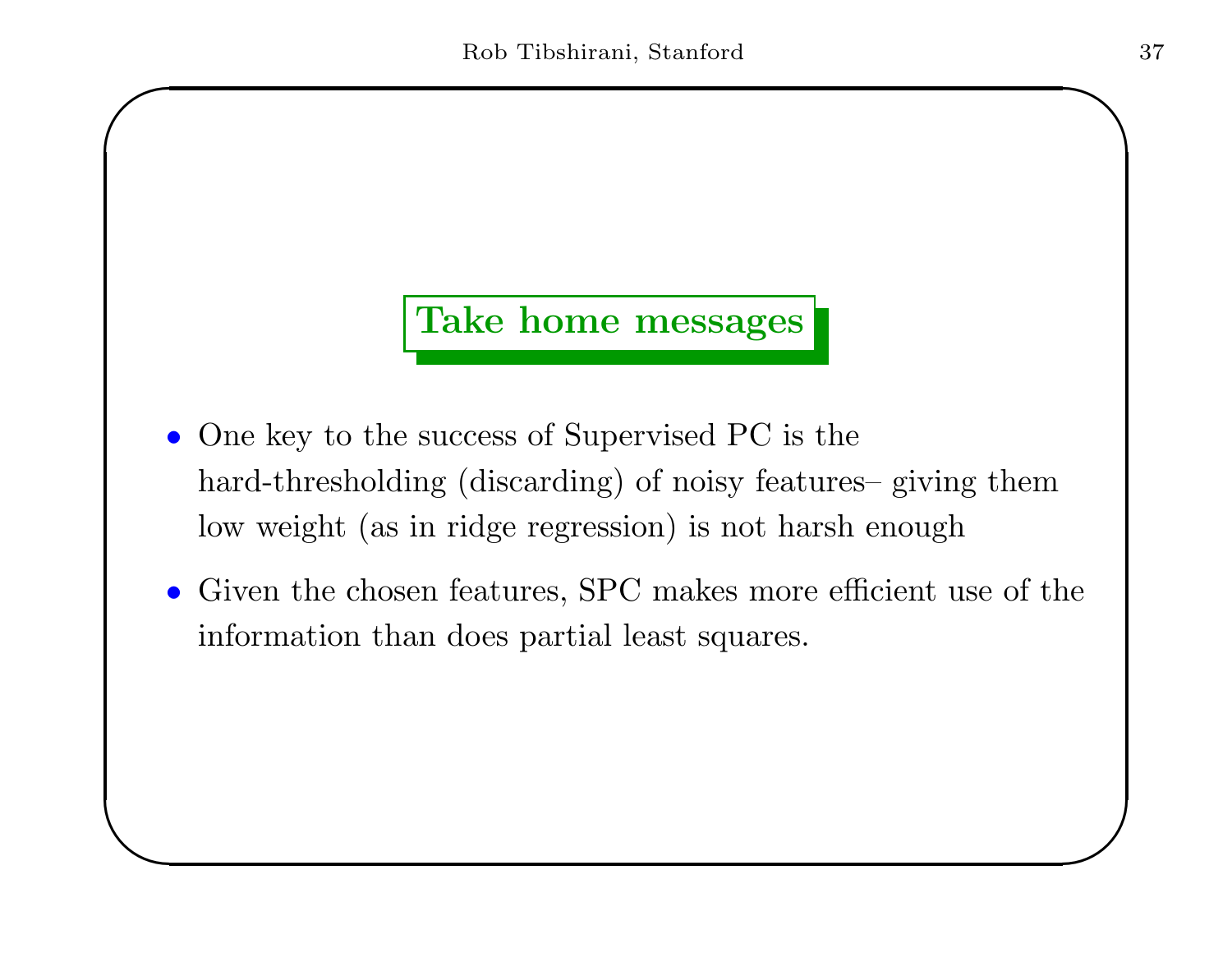## Take home messages

- One key to the success of Supervised PC is the hard-thresholding (discarding) of noisy features– giving them low weight (as in ridge regression) is not harsh enough
- Given the chosen features, SPC makes more efficient use of the information than does partial least squares.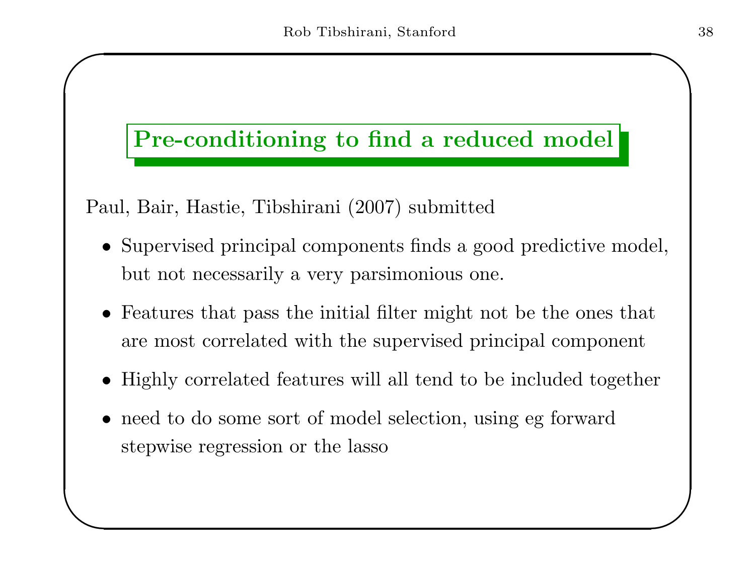## Pre-conditioning to find a reduced model

Paul, Bair, Hastie, Tibshirani (2007) submitted

- Supervised principal components finds a good predictive model, but not necessarily a very parsimonious one.
- Features that pass the initial filter might not be the ones that are most correlated with the supervised principal component
- Highly correlated features will all tend to be included together
- need to do some sort of model selection, using eg forward stepwise regression or the lasso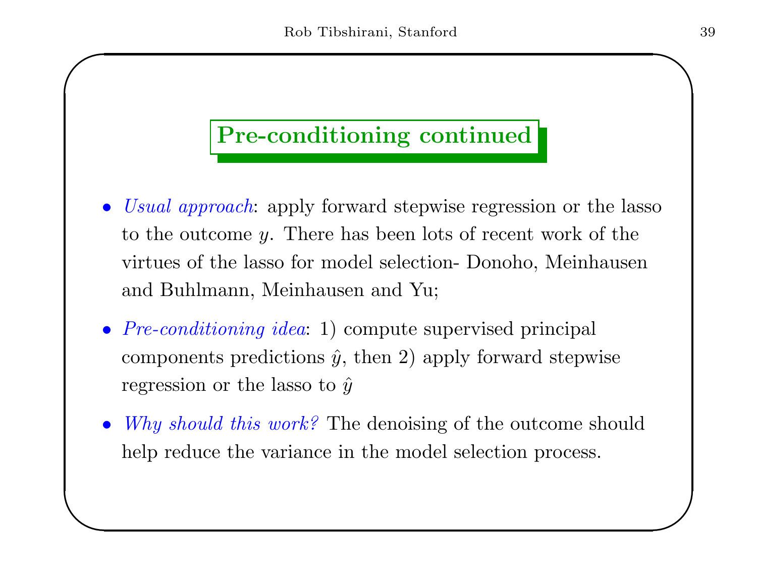## Pre-conditioning continued

- *Usual approach*: apply forward stepwise regression or the lasso to the outcome $y$. There has been lots of recent work of the virtues of the lasso for model selection- Donoho, Meinhausen and Buhlmann, Meinhausen and Yu;
- *Pre-conditioning idea*: 1) compute supervised principal components predictions $\hat{y}$, then 2) apply forward stepwise regression or the lasso to $\hat{y}$
- *Why should this work?* The denoising of the outcome should help reduce the variance in the model selection process.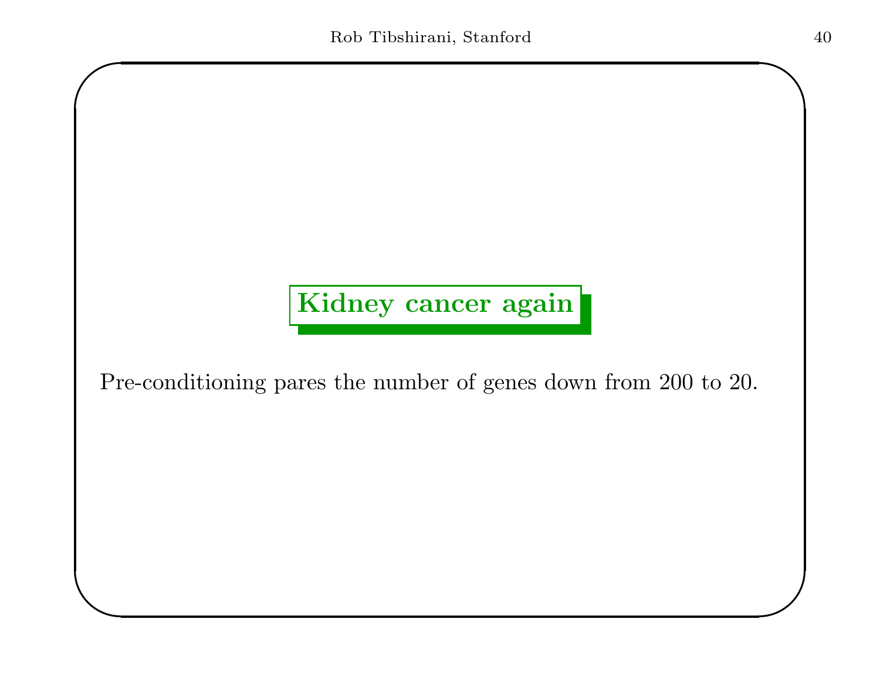## Kidney cancer again

Pre-conditioning pares the number of genes down from 200 to 20.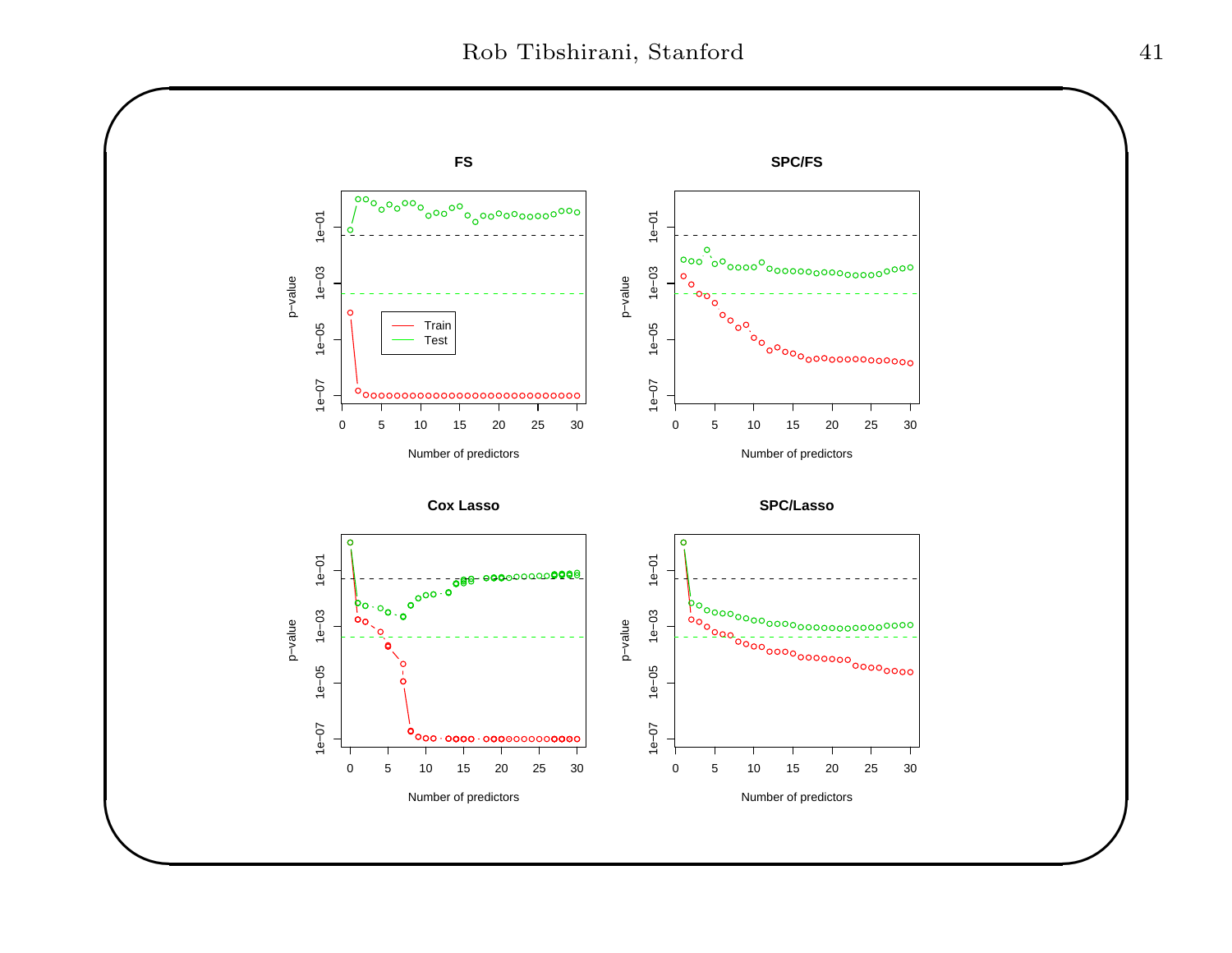## FS

## SPC/FS

## Cox Lasso

## SPC/Lasso

Legend: Train, Test

Axes: p-value (1e−07 to 1e−01) vs. Number of predictors (0 to 30)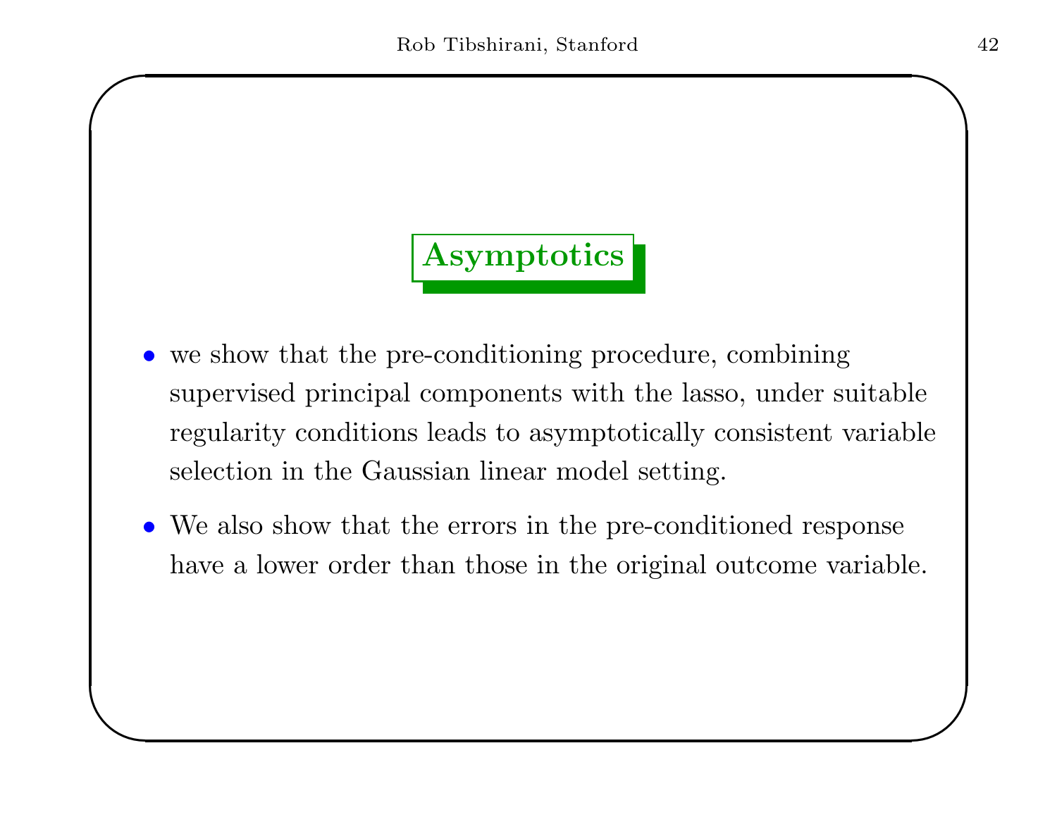## Asymptotics

- we show that the pre-conditioning procedure, combining supervised principal components with the lasso, under suitable regularity conditions leads to asymptotically consistent variable selection in the Gaussian linear model setting.
- We also show that the errors in the pre-conditioned response have a lower order than those in the original outcome variable.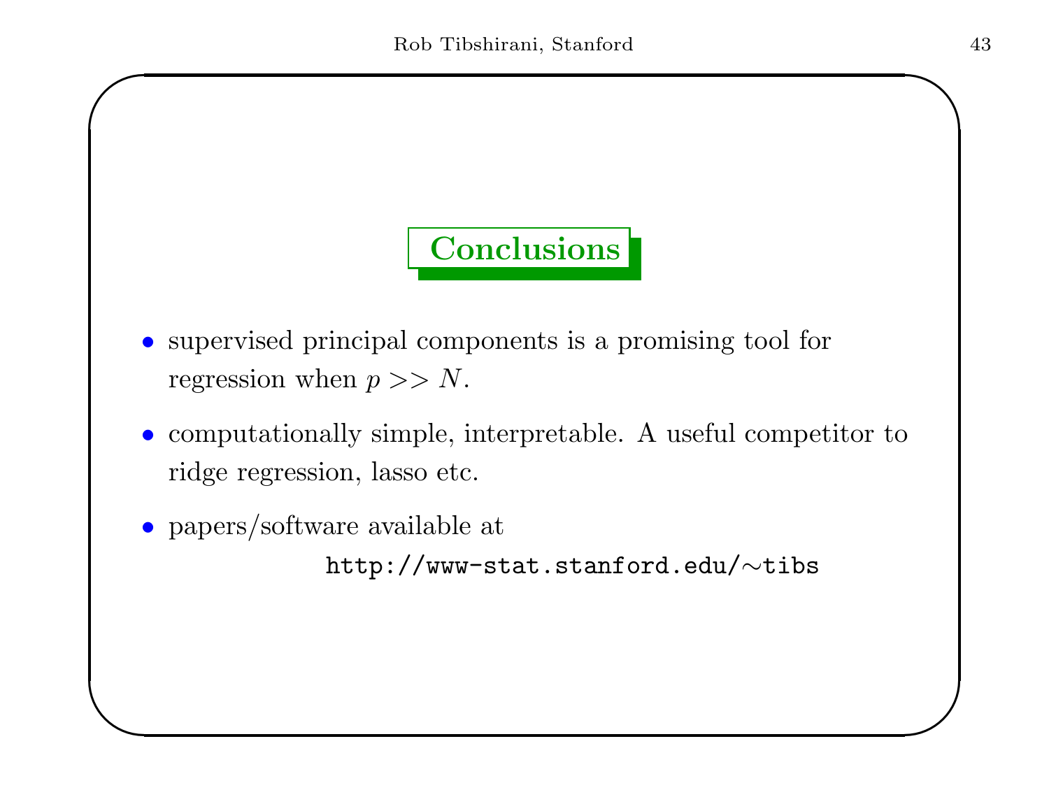## Conclusions

- supervised principal components is a promising tool for regression when $p >> N$.
- computationally simple, interpretable. A useful competitor to ridge regression, lasso etc.
- papers/software available at

  `http://www-stat.stanford.edu/~tibs`